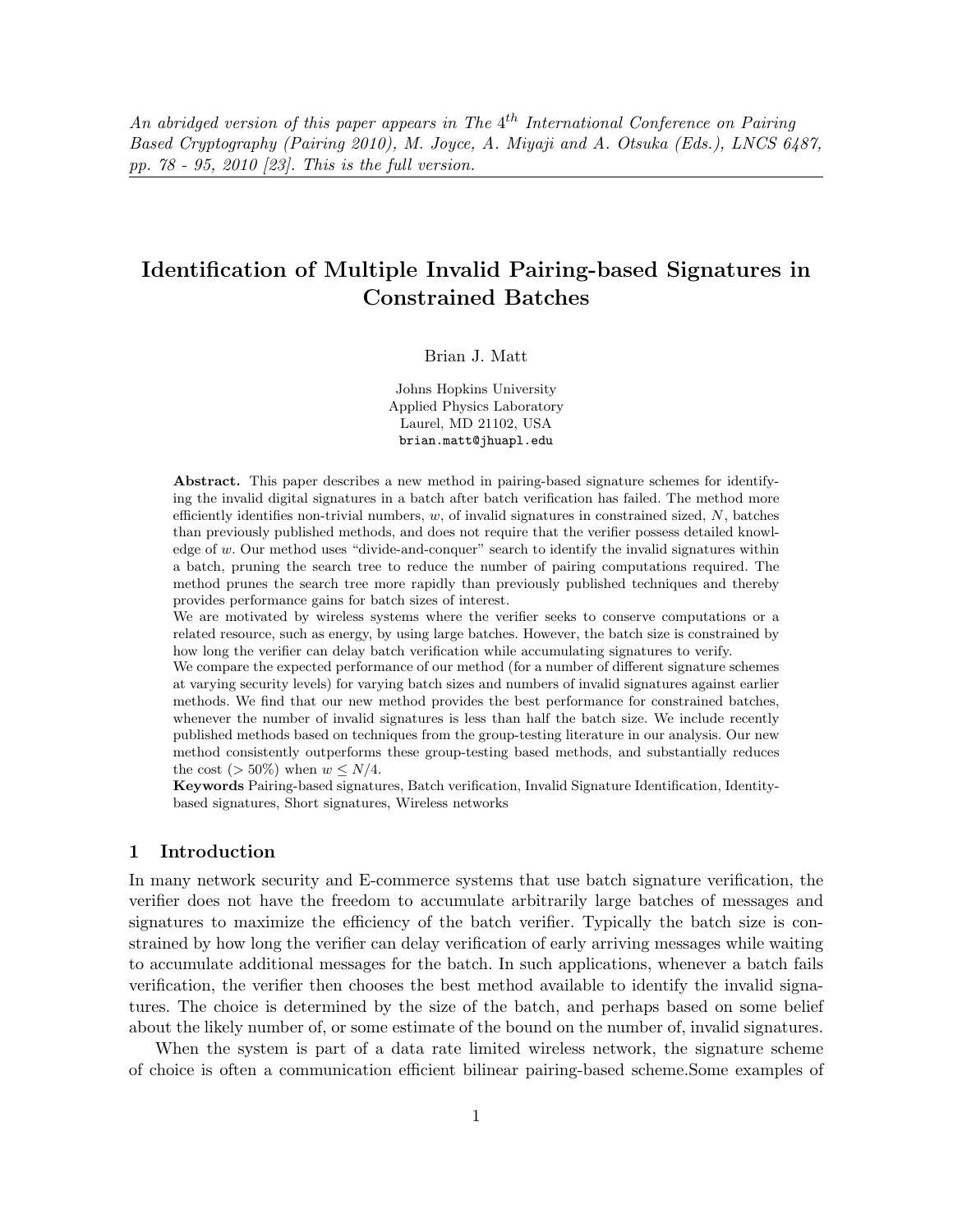*An abridged version of this paper appears in The $4^{th}$ International Conference on Pairing Based Cryptography (Pairing 2010), M. Joyce, A. Miyaji and A. Otsuka (Eds.), LNCS 6487, pp. 78 - 95, 2010 [23]. This is the full version.*

# Identification of Multiple Invalid Pairing-based Signatures in Constrained Batches

Brian J. Matt

Johns Hopkins University
Applied Physics Laboratory
Laurel, MD 21102, USA
brian.matt@jhuapl.edu

**Abstract.** This paper describes a new method in pairing-based signature schemes for identifying the invalid digital signatures in a batch after batch verification has failed. The method more efficiently identifies non-trivial numbers, $w$, of invalid signatures in constrained sized, $N$, batches than previously published methods, and does not require that the verifier possess detailed knowledge of $w$. Our method uses "divide-and-conquer" search to identify the invalid signatures within a batch, pruning the search tree to reduce the number of pairing computations required. The method prunes the search tree more rapidly than previously published techniques and thereby provides performance gains for batch sizes of interest.
We are motivated by wireless systems where the verifier seeks to conserve computations or a related resource, such as energy, by using large batches. However, the batch size is constrained by how long the verifier can delay batch verification while accumulating signatures to verify.
We compare the expected performance of our method (for a number of different signature schemes at varying security levels) for varying batch sizes and numbers of invalid signatures against earlier methods. We find that our new method provides the best performance for constrained batches, whenever the number of invalid signatures is less than half the batch size. We include recently published methods based on techniques from the group-testing literature in our analysis. Our new method consistently outperforms these group-testing based methods, and substantially reduces the cost ($> 50\%$) when $w \leq N/4$.
**Keywords** Pairing-based signatures, Batch verification, Invalid Signature Identification, Identity-based signatures, Short signatures, Wireless networks

## 1 Introduction

In many network security and E-commerce systems that use batch signature verification, the verifier does not have the freedom to accumulate arbitrarily large batches of messages and signatures to maximize the efficiency of the batch verifier. Typically the batch size is constrained by how long the verifier can delay verification of early arriving messages while waiting to accumulate additional messages for the batch. In such applications, whenever a batch fails verification, the verifier then chooses the best method available to identify the invalid signatures. The choice is determined by the size of the batch, and perhaps based on some belief about the likely number of, or some estimate of the bound on the number of, invalid signatures.

When the system is part of a data rate limited wireless network, the signature scheme of choice is often a communication efficient bilinear pairing-based scheme.Some examples of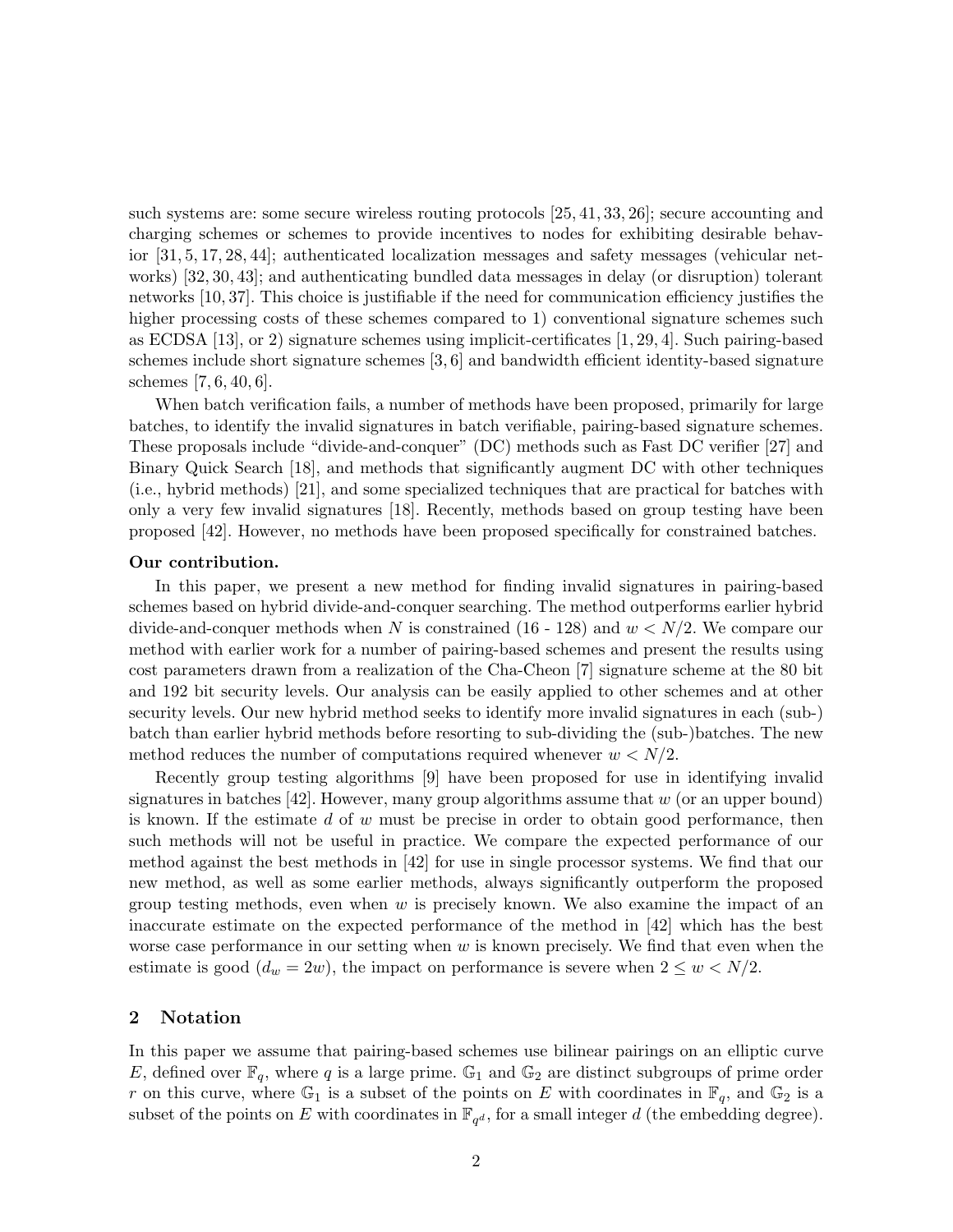such systems are: some secure wireless routing protocols [25, 41, 33, 26]; secure accounting and charging schemes or schemes to provide incentives to nodes for exhibiting desirable behavior [31, 5, 17, 28, 44]; authenticated localization messages and safety messages (vehicular networks) [32, 30, 43]; and authenticating bundled data messages in delay (or disruption) tolerant networks [10, 37]. This choice is justifiable if the need for communication efficiency justifies the higher processing costs of these schemes compared to 1) conventional signature schemes such as ECDSA [13], or 2) signature schemes using implicit-certificates [1, 29, 4]. Such pairing-based schemes include short signature schemes [3, 6] and bandwidth efficient identity-based signature schemes [7, 6, 40, 6].

When batch verification fails, a number of methods have been proposed, primarily for large batches, to identify the invalid signatures in batch verifiable, pairing-based signature schemes. These proposals include "divide-and-conquer" (DC) methods such as Fast DC verifier [27] and Binary Quick Search [18], and methods that significantly augment DC with other techniques (i.e., hybrid methods) [21], and some specialized techniques that are practical for batches with only a very few invalid signatures [18]. Recently, methods based on group testing have been proposed [42]. However, no methods have been proposed specifically for constrained batches.

**Our contribution.**

In this paper, we present a new method for finding invalid signatures in pairing-based schemes based on hybrid divide-and-conquer searching. The method outperforms earlier hybrid divide-and-conquer methods when $N$ is constrained (16 - 128) and $w < N/2$. We compare our method with earlier work for a number of pairing-based schemes and present the results using cost parameters drawn from a realization of the Cha-Cheon [7] signature scheme at the 80 bit and 192 bit security levels. Our analysis can be easily applied to other schemes and at other security levels. Our new hybrid method seeks to identify more invalid signatures in each (sub-)batch than earlier hybrid methods before resorting to sub-dividing the (sub-)batches. The new method reduces the number of computations required whenever $w < N/2$.

Recently group testing algorithms [9] have been proposed for use in identifying invalid signatures in batches [42]. However, many group algorithms assume that $w$ (or an upper bound) is known. If the estimate $d$ of $w$ must be precise in order to obtain good performance, then such methods will not be useful in practice. We compare the expected performance of our method against the best methods in [42] for use in single processor systems. We find that our new method, as well as some earlier methods, always significantly outperform the proposed group testing methods, even when $w$ is precisely known. We also examine the impact of an inaccurate estimate on the expected performance of the method in [42] which has the best worse case performance in our setting when $w$ is known precisely. We find that even when the estimate is good ($d_w = 2w$), the impact on performance is severe when $2 \leq w < N/2$.

## 2 Notation

In this paper we assume that pairing-based schemes use bilinear pairings on an elliptic curve $E$, defined over $\mathbb{F}_q$, where $q$ is a large prime. $\mathbb{G}_1$ and $\mathbb{G}_2$ are distinct subgroups of prime order $r$ on this curve, where $\mathbb{G}_1$ is a subset of the points on $E$ with coordinates in $\mathbb{F}_q$, and $\mathbb{G}_2$ is a subset of the points on $E$ with coordinates in $\mathbb{F}_{q^d}$, for a small integer $d$ (the embedding degree).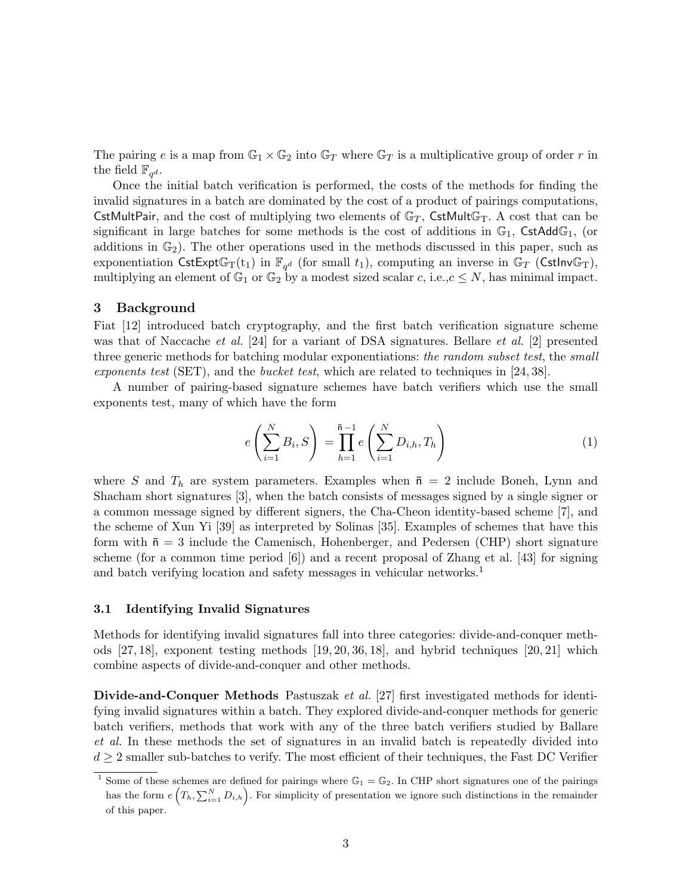The pairing $e$ is a map from $\mathbb{G}_1 \times \mathbb{G}_2$ into $\mathbb{G}_T$ where $\mathbb{G}_T$ is a multiplicative group of order $r$ in the field $\mathbb{F}_{q^d}$.

Once the initial batch verification is performed, the costs of the methods for finding the invalid signatures in a batch are dominated by the cost of a product of pairings computations, $\mathsf{CstMultPair}$, and the cost of multiplying two elements of $\mathbb{G}_T$, $\mathsf{CstMult}\mathbb{G}_\mathrm{T}$. A cost that can be significant in large batches for some methods is the cost of additions in $\mathbb{G}_1$, $\mathsf{CstAdd}\mathbb{G}_1$, (or additions in $\mathbb{G}_2$). The other operations used in the methods discussed in this paper, such as exponentiation $\mathsf{CstExpt}\mathbb{G}_\mathrm{T}(\mathrm{t}_1)$ in $\mathbb{F}_{q^d}$ (for small $t_1$), computing an inverse in $\mathbb{G}_T$ ($\mathsf{CstInv}\mathbb{G}_\mathrm{T}$), multiplying an element of $\mathbb{G}_1$ or $\mathbb{G}_2$ by a modest sized scalar $c$, i.e.,$c \leq N$, has minimal impact.

## 3 Background

Fiat [12] introduced batch cryptography, and the first batch verification signature scheme was that of Naccache *et al.* [24] for a variant of DSA signatures. Bellare *et al.* [2] presented three generic methods for batching modular exponentiations: *the random subset test*, the *small exponents test* (SET), and the *bucket test*, which are related to techniques in [24, 38].

A number of pairing-based signature schemes have batch verifiers which use the small exponents test, many of which have the form

$$e\left(\sum_{i=1}^{N} B_i, S\right) = \prod_{h=1}^{\bar{\mathsf{n}}-1} e\left(\sum_{i=1}^{N} D_{i,h}, T_h\right) \tag{1}$$

where $S$ and $T_h$ are system parameters. Examples when $\bar{\mathsf{n}} = 2$ include Boneh, Lynn and Shacham short signatures [3], when the batch consists of messages signed by a single signer or a common message signed by different signers, the Cha-Cheon identity-based scheme [7], and the scheme of Xun Yi [39] as interpreted by Solinas [35]. Examples of schemes that have this form with $\bar{\mathsf{n}} = 3$ include the Camenisch, Hohenberger, and Pedersen (CHP) short signature scheme (for a common time period [6]) and a recent proposal of Zhang et al. [43] for signing and batch verifying location and safety messages in vehicular networks.[1]

### 3.1 Identifying Invalid Signatures

Methods for identifying invalid signatures fall into three categories: divide-and-conquer methods [27, 18], exponent testing methods [19, 20, 36, 18], and hybrid techniques [20, 21] which combine aspects of divide-and-conquer and other methods.

**Divide-and-Conquer Methods** Pastuszak *et al.* [27] first investigated methods for identifying invalid signatures within a batch. They explored divide-and-conquer methods for generic batch verifiers, methods that work with any of the three batch verifiers studied by Ballare *et al.* In these methods the set of signatures in an invalid batch is repeatedly divided into $d \geq 2$ smaller sub-batches to verify. The most efficient of their techniques, the Fast DC Verifier

[1] Some of these schemes are defined for pairings where $\mathbb{G}_1 = \mathbb{G}_2$. In CHP short signatures one of the pairings has the form $e\left(T_h, \sum_{i=1}^{N} D_{i,h}\right)$. For simplicity of presentation we ignore such distinctions in the remainder of this paper.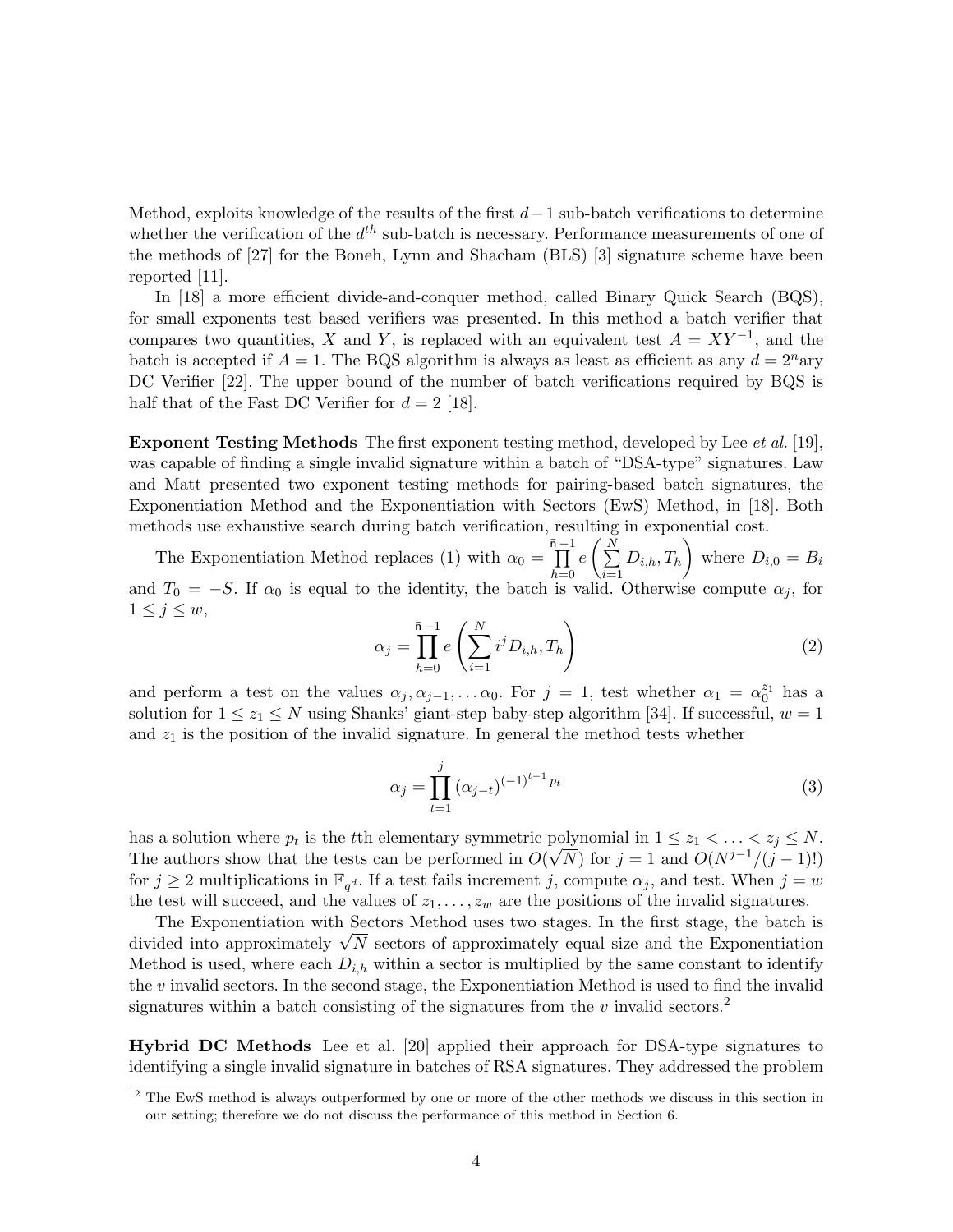Method, exploits knowledge of the results of the first $d-1$ sub-batch verifications to determine whether the verification of the $d^{th}$ sub-batch is necessary. Performance measurements of one of the methods of [27] for the Boneh, Lynn and Shacham (BLS) [3] signature scheme have been reported [11].

In [18] a more efficient divide-and-conquer method, called Binary Quick Search (BQS), for small exponents test based verifiers was presented. In this method a batch verifier that compares two quantities, $X$ and $Y$, is replaced with an equivalent test $A = XY^{-1}$, and the batch is accepted if $A = 1$. The BQS algorithm is always as least as efficient as any $d = 2^n$ary DC Verifier [22]. The upper bound of the number of batch verifications required by BQS is half that of the Fast DC Verifier for $d = 2$ [18].

**Exponent Testing Methods** The first exponent testing method, developed by Lee *et al.* [19], was capable of finding a single invalid signature within a batch of "DSA-type" signatures. Law and Matt presented two exponent testing methods for pairing-based batch signatures, the Exponentiation Method and the Exponentiation with Sectors (EwS) Method, in [18]. Both methods use exhaustive search during batch verification, resulting in exponential cost.

The Exponentiation Method replaces (1) with $\alpha_0 = \prod_{h=0}^{\mathsf{n}-1} e\left(\sum_{i=1}^{N} D_{i,h}, T_h\right)$ where $D_{i,0} = B_i$ and $T_0 = -S$. If $\alpha_0$ is equal to the identity, the batch is valid. Otherwise compute $\alpha_j$, for $1 \leq j \leq w$,

$$\alpha_j = \prod_{h=0}^{\mathsf{n}-1} e\left(\sum_{i=1}^{N} i^j D_{i,h}, T_h\right) \tag{2}$$

and perform a test on the values $\alpha_j, \alpha_{j-1}, \ldots \alpha_0$. For $j = 1$, test whether $\alpha_1 = \alpha_0^{z_1}$ has a solution for $1 \leq z_1 \leq N$ using Shanks' giant-step baby-step algorithm [34]. If successful, $w = 1$ and $z_1$ is the position of the invalid signature. In general the method tests whether

$$\alpha_j = \prod_{t=1}^{j} (\alpha_{j-t})^{(-1)^{t-1} p_t} \tag{3}$$

has a solution where $p_t$ is the $t$th elementary symmetric polynomial in $1 \leq z_1 < \ldots < z_j \leq N$. The authors show that the tests can be performed in $O(\sqrt{N})$ for $j = 1$ and $O(N^{j-1}/(j-1)!)$ for $j \geq 2$ multiplications in $\mathbb{F}_{q^d}$. If a test fails increment $j$, compute $\alpha_j$, and test. When $j = w$ the test will succeed, and the values of $z_1, \ldots, z_w$ are the positions of the invalid signatures.

The Exponentiation with Sectors Method uses two stages. In the first stage, the batch is divided into approximately $\sqrt{N}$ sectors of approximately equal size and the Exponentiation Method is used, where each $D_{i,h}$ within a sector is multiplied by the same constant to identify the $v$ invalid sectors. In the second stage, the Exponentiation Method is used to find the invalid signatures within a batch consisting of the signatures from the $v$ invalid sectors.[2]

**Hybrid DC Methods** Lee et al. [20] applied their approach for DSA-type signatures to identifying a single invalid signature in batches of RSA signatures. They addressed the problem

[2] The EwS method is always outperformed by one or more of the other methods we discuss in this section in our setting; therefore we do not discuss the performance of this method in Section 6.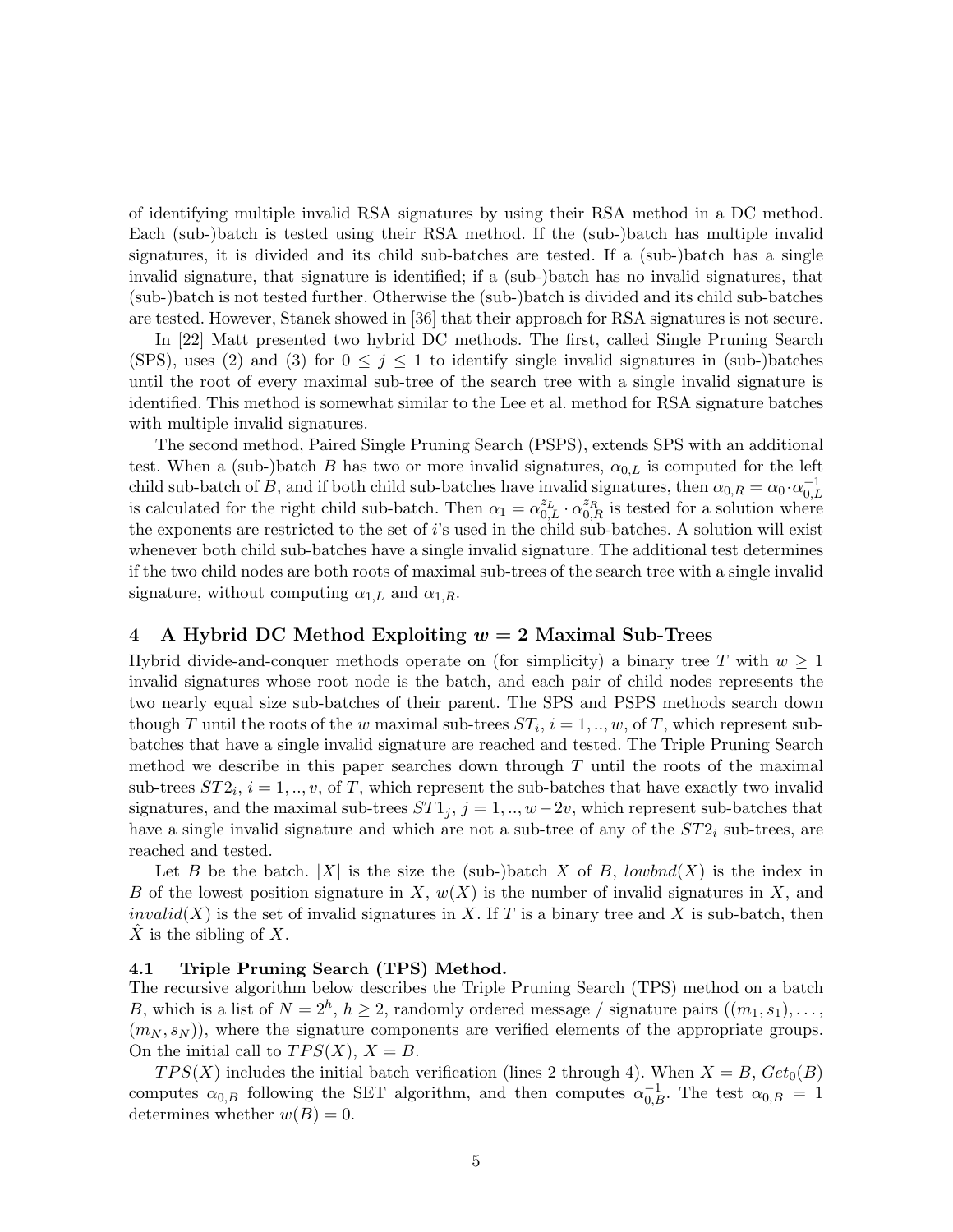of identifying multiple invalid RSA signatures by using their RSA method in a DC method. Each (sub-)batch is tested using their RSA method. If the (sub-)batch has multiple invalid signatures, it is divided and its child sub-batches are tested. If a (sub-)batch has a single invalid signature, that signature is identified; if a (sub-)batch has no invalid signatures, that (sub-)batch is not tested further. Otherwise the (sub-)batch is divided and its child sub-batches are tested. However, Stanek showed in [36] that their approach for RSA signatures is not secure.

In [22] Matt presented two hybrid DC methods. The first, called Single Pruning Search (SPS), uses (2) and (3) for $0 \leq j \leq 1$ to identify single invalid signatures in (sub-)batches until the root of every maximal sub-tree of the search tree with a single invalid signature is identified. This method is somewhat similar to the Lee et al. method for RSA signature batches with multiple invalid signatures.

The second method, Paired Single Pruning Search (PSPS), extends SPS with an additional test. When a (sub-)batch $B$ has two or more invalid signatures, $\alpha_{0,L}$ is computed for the left child sub-batch of $B$, and if both child sub-batches have invalid signatures, then $\alpha_{0,R} = \alpha_0 \cdot \alpha_{0,L}^{-1}$ is calculated for the right child sub-batch. Then $\alpha_1 = \alpha_{0,L}^{z_L} \cdot \alpha_{0,R}^{z_R}$ is tested for a solution where the exponents are restricted to the set of $i$'s used in the child sub-batches. A solution will exist whenever both child sub-batches have a single invalid signature. The additional test determines if the two child nodes are both roots of maximal sub-trees of the search tree with a single invalid signature, without computing $\alpha_{1,L}$ and $\alpha_{1,R}$.

## 4 A Hybrid DC Method Exploiting $w = 2$ Maximal Sub-Trees

Hybrid divide-and-conquer methods operate on (for simplicity) a binary tree $T$ with $w \geq 1$ invalid signatures whose root node is the batch, and each pair of child nodes represents the two nearly equal size sub-batches of their parent. The SPS and PSPS methods search down though $T$ until the roots of the $w$ maximal sub-trees $ST_i$, $i = 1, .., w$, of $T$, which represent sub-batches that have a single invalid signature are reached and tested. The Triple Pruning Search method we describe in this paper searches down through $T$ until the roots of the maximal sub-trees $ST2_i$, $i = 1, .., v$, of $T$, which represent the sub-batches that have exactly two invalid signatures, and the maximal sub-trees $ST1_j$, $j = 1, .., w-2v$, which represent sub-batches that have a single invalid signature and which are not a sub-tree of any of the $ST2_i$ sub-trees, are reached and tested.

Let $B$ be the batch. $|X|$ is the size the (sub-)batch $X$ of $B$, $lowbnd(X)$ is the index in $B$ of the lowest position signature in $X$, $w(X)$ is the number of invalid signatures in $X$, and $invalid(X)$ is the set of invalid signatures in $X$. If $T$ is a binary tree and $X$ is sub-batch, then $\hat{X}$ is the sibling of $X$.

### 4.1 Triple Pruning Search (TPS) Method.

The recursive algorithm below describes the Triple Pruning Search (TPS) method on a batch $B$, which is a list of $N = 2^h$, $h \geq 2$, randomly ordered message / signature pairs $((m_1, s_1), \ldots, (m_N, s_N))$, where the signature components are verified elements of the appropriate groups. On the initial call to $TPS(X)$, $X = B$.

$TPS(X)$ includes the initial batch verification (lines 2 through 4). When $X = B$, $Get_0(B)$ computes $\alpha_{0,B}$ following the SET algorithm, and then computes $\alpha_{0,B}^{-1}$. The test $\alpha_{0,B} = 1$ determines whether $w(B) = 0$.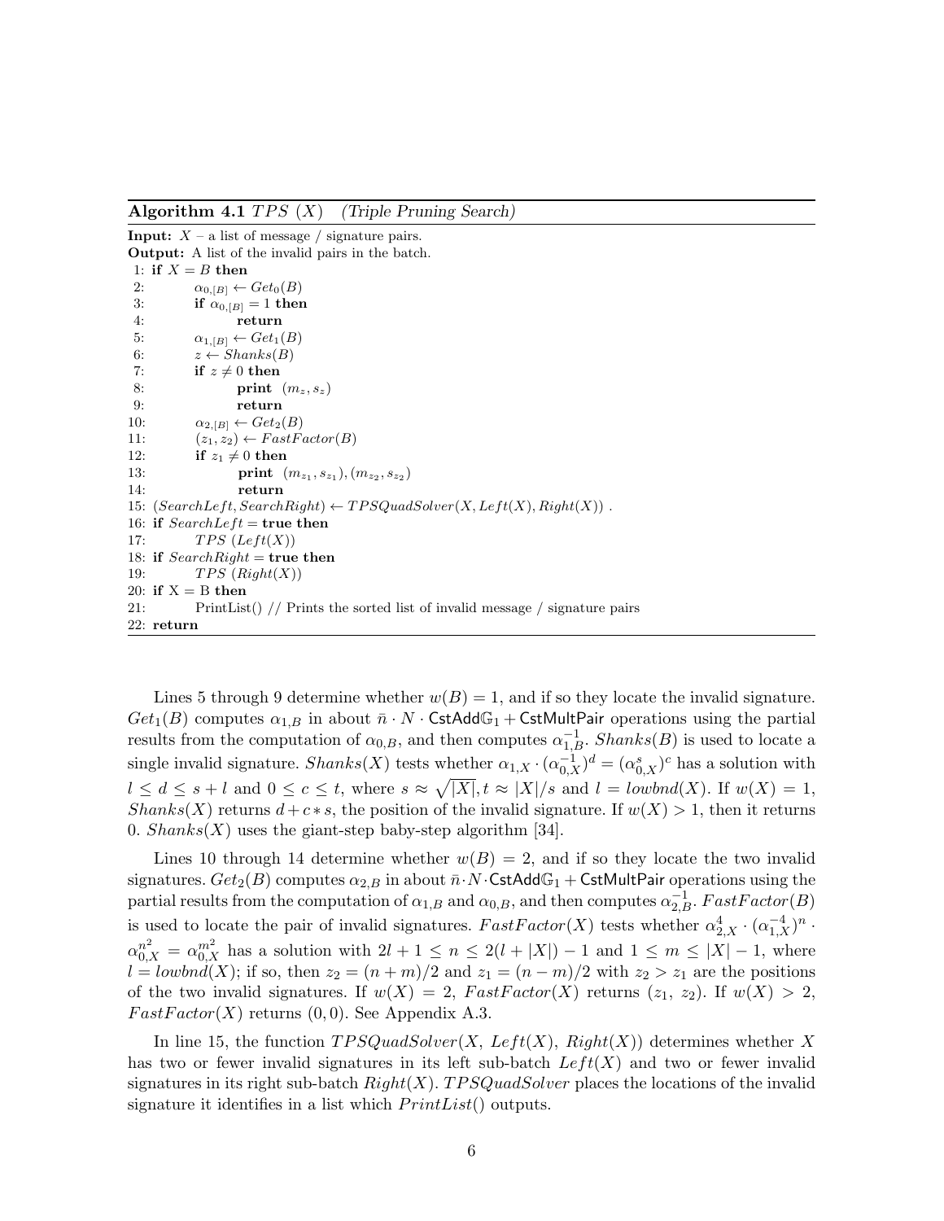**Algorithm 4.1** $TPS\ (X)$ *(Triple Pruning Search)*

```
Input: X – a list of message / signature pairs.
Output: A list of the invalid pairs in the batch.
 1: if X = B then
 2:     α_{0,[B]} ← Get_0(B)
 3:     if α_{0,[B]} = 1 then
 4:         return
 5:     α_{1,[B]} ← Get_1(B)
 6:     z ← Shanks(B)
 7:     if z ≠ 0 then
 8:         print (m_z, s_z)
 9:         return
10:     α_{2,[B]} ← Get_2(B)
11:     (z_1, z_2) ← FastFactor(B)
12:     if z_1 ≠ 0 then
13:         print (m_{z_1}, s_{z_1}), (m_{z_2}, s_{z_2})
14:         return
15: (SearchLeft, SearchRight) ← TPSQuadSolver(X, Left(X), Right(X)) .
16: if SearchLeft = true then
17:     TPS (Left(X))
18: if SearchRight = true then
19:     TPS (Right(X))
20: if X = B then
21:     PrintList() // Prints the sorted list of invalid message / signature pairs
22: return
```

Lines 5 through 9 determine whether $w(B) = 1$, and if so they locate the invalid signature. $Get_1(B)$ computes $\alpha_{1,B}$ in about $\bar{n} \cdot N \cdot \mathsf{CstAdd}\mathbb{G}_1 + \mathsf{CstMultPair}$ operations using the partial results from the computation of $\alpha_{0,B}$, and then computes $\alpha_{1,B}^{-1}$. $Shanks(B)$ is used to locate a single invalid signature. $Shanks(X)$ tests whether $\alpha_{1,X} \cdot (\alpha_{0,X}^{-1})^d = (\alpha_{0,X}^s)^c$ has a solution with $l \leq d \leq s + l$ and $0 \leq c \leq t$, where $s \approx \sqrt{|X|}, t \approx |X|/s$ and $l = lowbnd(X)$. If $w(X) = 1$, $Shanks(X)$ returns $d + c * s$, the position of the invalid signature. If $w(X) > 1$, then it returns 0. $Shanks(X)$ uses the giant-step baby-step algorithm [34].

Lines 10 through 14 determine whether $w(B) = 2$, and if so they locate the two invalid signatures. $Get_2(B)$ computes $\alpha_{2,B}$ in about $\bar{n} \cdot N \cdot \mathsf{CstAdd}\mathbb{G}_1 + \mathsf{CstMultPair}$ operations using the partial results from the computation of $\alpha_{1,B}$ and $\alpha_{0,B}$, and then computes $\alpha_{2,B}^{-1}$. $FastFactor(B)$ is used to locate the pair of invalid signatures. $FastFactor(X)$ tests whether $\alpha_{2,X}^4 \cdot (\alpha_{1,X}^{-4})^n \cdot \alpha_{0,X}^{n^2} = \alpha_{0,X}^{m^2}$ has a solution with $2l + 1 \leq n \leq 2(l + |X|) - 1$ and $1 \leq m \leq |X| - 1$, where $l = lowbnd(X)$; if so, then $z_2 = (n + m)/2$ and $z_1 = (n - m)/2$ with $z_2 > z_1$ are the positions of the two invalid signatures. If $w(X) = 2$, $FastFactor(X)$ returns $(z_1, z_2)$. If $w(X) > 2$, $FastFactor(X)$ returns $(0, 0)$. See Appendix A.3.

In line 15, the function $TPSQuadSolver(X, Left(X), Right(X))$ determines whether $X$ has two or fewer invalid signatures in its left sub-batch $Left(X)$ and two or fewer invalid signatures in its right sub-batch $Right(X)$. $TPSQuadSolver$ places the locations of the invalid signature it identifies in a list which $PrintList()$ outputs.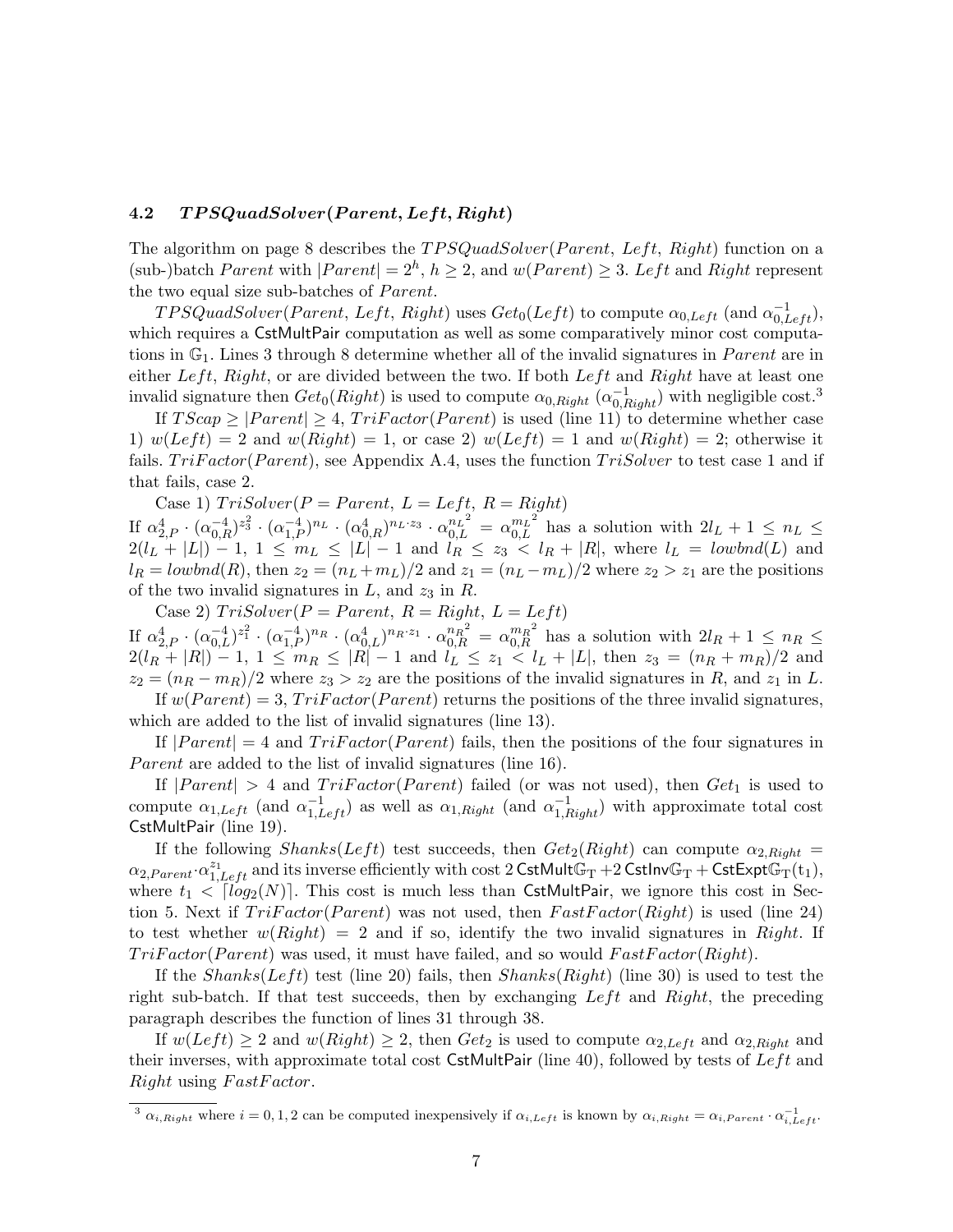### 4.2 *TPSQuadSolver(Parent, Left, Right)*

The algorithm on page 8 describes the $TPSQuadSolver(Parent,\ Left,\ Right)$ function on a (sub-)batch $Parent$ with $|Parent| = 2^h$, $h \geq 2$, and $w(Parent) \geq 3$. $Left$ and $Right$ represent the two equal size sub-batches of $Parent$.

$TPSQuadSolver(Parent,\ Left,\ Right)$ uses $Get_0(Left)$ to compute $\alpha_{0,Left}$ (and $\alpha_{0,Left}^{-1}$), which requires a CstMultPair computation as well as some comparatively minor cost computations in $\mathbb{G}_1$. Lines 3 through 8 determine whether all of the invalid signatures in $Parent$ are in either $Left$, $Right$, or are divided between the two. If both $Left$ and $Right$ have at least one invalid signature then $Get_0(Right)$ is used to compute $\alpha_{0,Right}$ ($\alpha_{0,Right}^{-1}$) with negligible cost.[3]

If $TScap \geq |Parent| \geq 4$, $TriFactor(Parent)$ is used (line 11) to determine whether case 1) $w(Left) = 2$ and $w(Right) = 1$, or case 2) $w(Left) = 1$ and $w(Right) = 2$; otherwise it fails. $TriFactor(Parent)$, see Appendix A.4, uses the function $TriSolver$ to test case 1 and if that fails, case 2.

Case 1) $TriSolver(P = Parent,\ L = Left,\ R = Right)$

If $\alpha_{2,P}^4 \cdot (\alpha_{0,R}^{-4})^{z_3^2} \cdot (\alpha_{1,P}^{-4})^{n_L} \cdot (\alpha_{0,R}^4)^{n_L \cdot z_3} \cdot \alpha_{0,L}^{{n_L}^2} = \alpha_{0,L}^{{m_L}^2}$ has a solution with $2l_L + 1 \leq n_L \leq 2(l_L + |L|) - 1$, $1 \leq m_L \leq |L| - 1$ and $l_R \leq z_3 < l_R + |R|$, where $l_L = lowbnd(L)$ and $l_R = lowbnd(R)$, then $z_2 = (n_L + m_L)/2$ and $z_1 = (n_L - m_L)/2$ where $z_2 > z_1$ are the positions of the two invalid signatures in $L$, and $z_3$ in $R$.

Case 2) $TriSolver(P = Parent,\ R = Right,\ L = Left)$

If $\alpha_{2,P}^4 \cdot (\alpha_{0,L}^{-4})^{z_1^2} \cdot (\alpha_{1,P}^{-4})^{n_R} \cdot (\alpha_{0,L}^4)^{n_R \cdot z_1} \cdot \alpha_{0,R}^{{n_R}^2} = \alpha_{0,R}^{{m_R}^2}$ has a solution with $2l_R + 1 \leq n_R \leq 2(l_R + |R|) - 1$, $1 \leq m_R \leq |R| - 1$ and $l_L \leq z_1 < l_L + |L|$, then $z_3 = (n_R + m_R)/2$ and $z_2 = (n_R - m_R)/2$ where $z_3 > z_2$ are the positions of the invalid signatures in $R$, and $z_1$ in $L$.

If $w(Parent) = 3$, $TriFactor(Parent)$ returns the positions of the three invalid signatures, which are added to the list of invalid signatures (line 13).

If $|Parent| = 4$ and $TriFactor(Parent)$ fails, then the positions of the four signatures in $Parent$ are added to the list of invalid signatures (line 16).

If $|Parent| > 4$ and $TriFactor(Parent)$ failed (or was not used), then $Get_1$ is used to compute $\alpha_{1,Left}$ (and $\alpha_{1,Left}^{-1}$) as well as $\alpha_{1,Right}$ (and $\alpha_{1,Right}^{-1}$) with approximate total cost CstMultPair (line 19).

If the following $Shanks(Left)$ test succeeds, then $Get_2(Right)$ can compute $\alpha_{2,Right} = \alpha_{2,Parent} \cdot \alpha_{1,Left}^{z_1}$ and its inverse efficiently with cost $2\,\mathsf{CstMult}\mathbb{G}_\mathrm{T} + 2\,\mathsf{CstInv}\mathbb{G}_\mathrm{T} + \mathsf{CstExpt}\mathbb{G}_\mathrm{T}(\mathrm{t}_1)$, where $t_1 < \lceil log_2(N) \rceil$. This cost is much less than CstMultPair, we ignore this cost in Section 5. Next if $TriFactor(Parent)$ was not used, then $FastFactor(Right)$ is used (line 24) to test whether $w(Right) = 2$ and if so, identify the two invalid signatures in $Right$. If $TriFactor(Parent)$ was used, it must have failed, and so would $FastFactor(Right)$.

If the $Shanks(Left)$ test (line 20) fails, then $Shanks(Right)$ (line 30) is used to test the right sub-batch. If that test succeeds, then by exchanging $Left$ and $Right$, the preceding paragraph describes the function of lines 31 through 38.

If $w(Left) \geq 2$ and $w(Right) \geq 2$, then $Get_2$ is used to compute $\alpha_{2,Left}$ and $\alpha_{2,Right}$ and their inverses, with approximate total cost CstMultPair (line 40), followed by tests of $Left$ and $Right$ using $FastFactor$.

---

[3] $\alpha_{i,Right}$ where $i = 0, 1, 2$ can be computed inexpensively if $\alpha_{i,Left}$ is known by $\alpha_{i,Right} = \alpha_{i,Parent} \cdot \alpha_{i,Left}^{-1}$.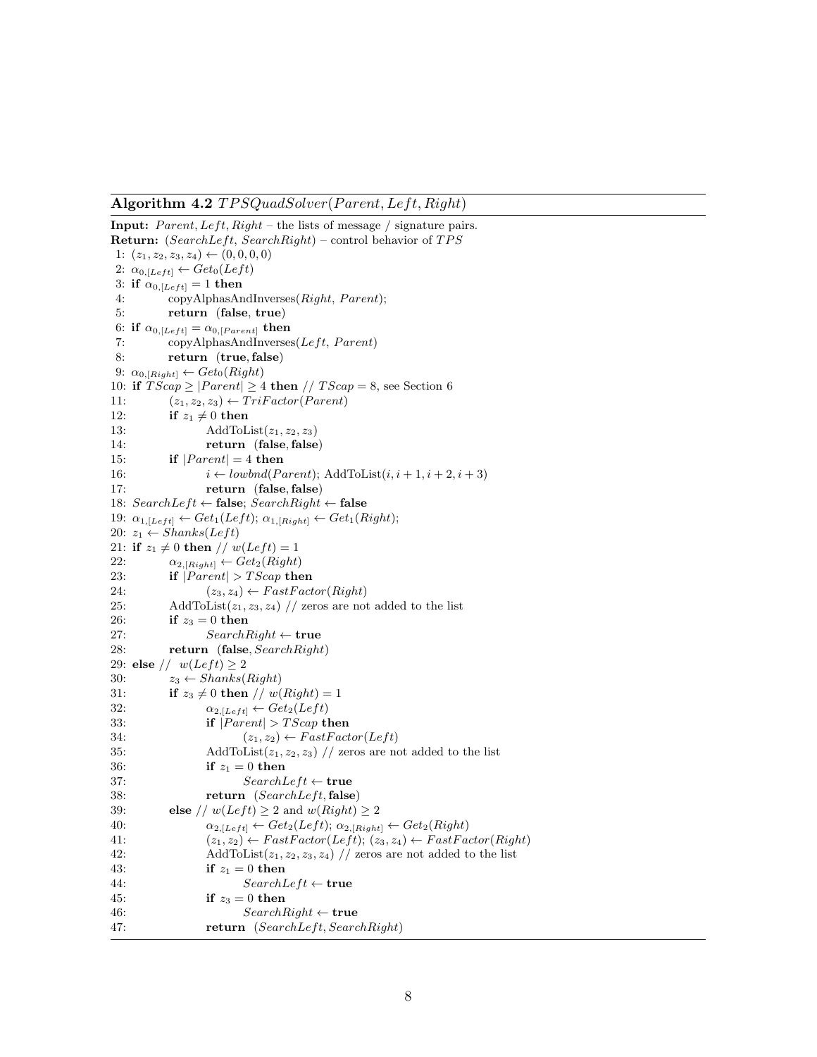**Algorithm 4.2** $TPSQuadSolver(Parent, Left, Right)$

**Input:** $Parent, Left, Right$ – the lists of message / signature pairs.
**Return:** ($SearchLeft$, $SearchRight$) – control behavior of $TPS$

```
 1: (z_1, z_2, z_3, z_4) ← (0, 0, 0, 0)
 2: α_{0,[Left]} ← Get_0(Left)
 3: if α_{0,[Left]} = 1 then
 4:         copyAlphasAndInverses(Right, Parent);
 5:         return (false, true)
 6: if α_{0,[Left]} = α_{0,[Parent]} then
 7:         copyAlphasAndInverses(Left, Parent)
 8:         return (true, false)
 9: α_{0,[Right]} ← Get_0(Right)
10: if TScap ≥ |Parent| ≥ 4 then // TScap = 8, see Section 6
11:         (z_1, z_2, z_3) ← TriFactor(Parent)
12:         if z_1 ≠ 0 then
13:                 AddToList(z_1, z_2, z_3)
14:                 return (false, false)
15:         if |Parent| = 4 then
16:                 i ← lowbnd(Parent); AddToList(i, i+1, i+2, i+3)
17:                 return (false, false)
18: SearchLeft ← false; SearchRight ← false
19: α_{1,[Left]} ← Get_1(Left); α_{1,[Right]} ← Get_1(Right);
20: z_1 ← Shanks(Left)
21: if z_1 ≠ 0 then // w(Left) = 1
22:         α_{2,[Right]} ← Get_2(Right)
23:         if |Parent| > TScap then
24:                 (z_3, z_4) ← FastFactor(Right)
25:         AddToList(z_1, z_3, z_4) // zeros are not added to the list
26:         if z_3 = 0 then
27:                 SearchRight ← true
28:         return (false, SearchRight)
29: else // w(Left) ≥ 2
30:         z_3 ← Shanks(Right)
31:         if z_3 ≠ 0 then // w(Right) = 1
32:                 α_{2,[Left]} ← Get_2(Left)
33:                 if |Parent| > TScap then
34:                         (z_1, z_2) ← FastFactor(Left)
35:                 AddToList(z_1, z_2, z_3) // zeros are not added to the list
36:                 if z_1 = 0 then
37:                         SearchLeft ← true
38:                 return (SearchLeft, false)
39:         else // w(Left) ≥ 2 and w(Right) ≥ 2
40:                 α_{2,[Left]} ← Get_2(Left); α_{2,[Right]} ← Get_2(Right)
41:                 (z_1, z_2) ← FastFactor(Left); (z_3, z_4) ← FastFactor(Right)
42:                 AddToList(z_1, z_2, z_3, z_4) // zeros are not added to the list
43:                 if z_1 = 0 then
44:                         SearchLeft ← true
45:                 if z_3 = 0 then
46:                         SearchRight ← true
47:                 return (SearchLeft, SearchRight)
```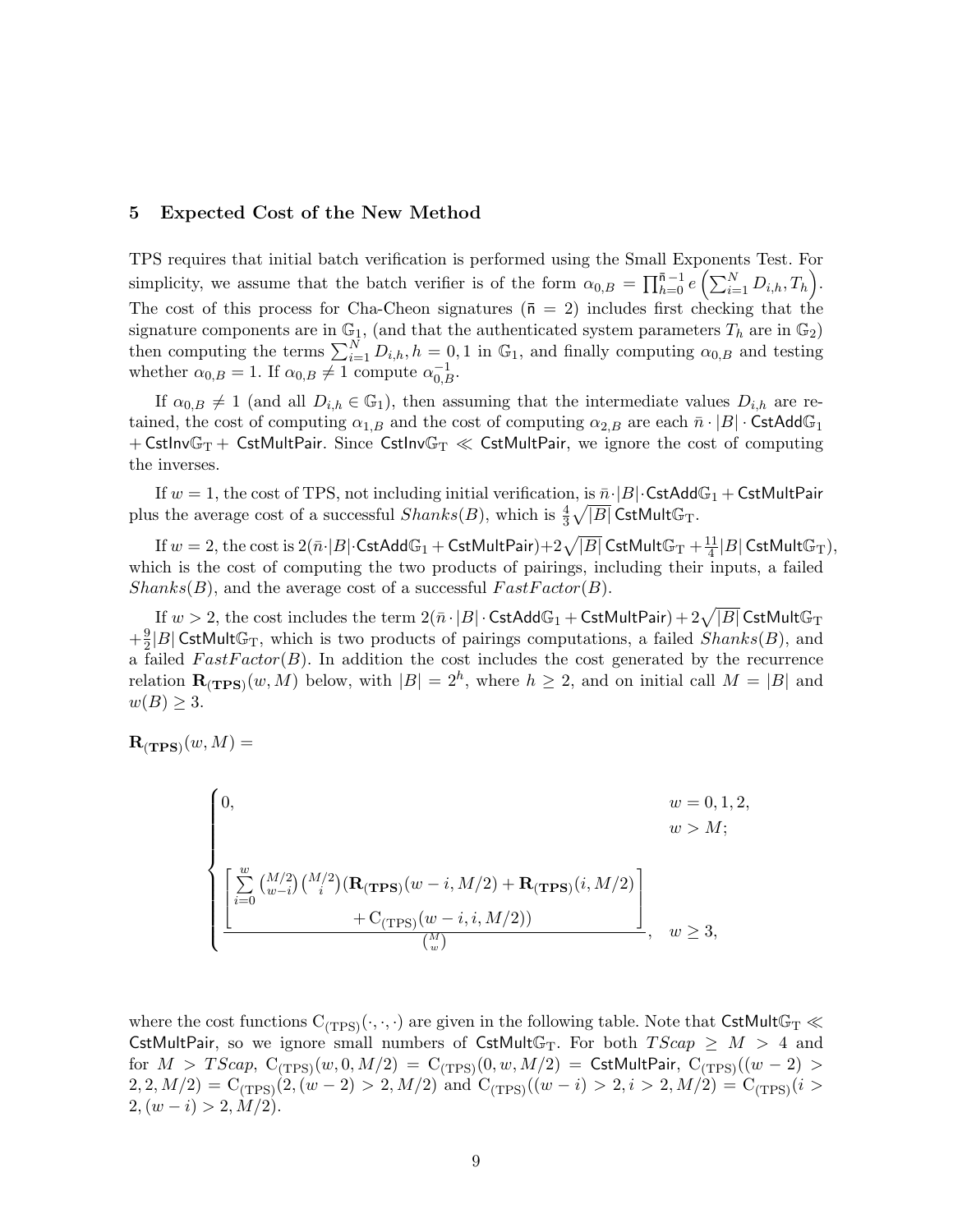## 5 Expected Cost of the New Method

TPS requires that initial batch verification is performed using the Small Exponents Test. For simplicity, we assume that the batch verifier is of the form $\alpha_{0,B} = \prod_{h=0}^{\bar{\mathsf{n}}-1} e\left(\sum_{i=1}^{N} D_{i,h}, T_h\right)$. The cost of this process for Cha-Cheon signatures ($\bar{\mathsf{n}} = 2$) includes first checking that the signature components are in $\mathbb{G}_1$, (and that the authenticated system parameters $T_h$ are in $\mathbb{G}_2$) then computing the terms $\sum_{i=1}^{N} D_{i,h}, h = 0, 1$ in $\mathbb{G}_1$, and finally computing $\alpha_{0,B}$ and testing whether $\alpha_{0,B} = 1$. If $\alpha_{0,B} \neq 1$ compute $\alpha_{0,B}^{-1}$.

If $\alpha_{0,B} \neq 1$ (and all $D_{i,h} \in \mathbb{G}_1$), then assuming that the intermediate values $D_{i,h}$ are retained, the cost of computing $\alpha_{1,B}$ and the cost of computing $\alpha_{2,B}$ are each $\bar{n} \cdot |B| \cdot \mathsf{CstAdd}\mathbb{G}_1 + \mathsf{CstInv}\mathbb{G}_\mathrm{T} + \mathsf{CstMultPair}$. Since $\mathsf{CstInv}\mathbb{G}_\mathrm{T} \ll \mathsf{CstMultPair}$, we ignore the cost of computing the inverses.

If $w = 1$, the cost of TPS, not including initial verification, is $\bar{n} \cdot |B| \cdot \mathsf{CstAdd}\mathbb{G}_1 + \mathsf{CstMultPair}$ plus the average cost of a successful $Shanks(B)$, which is $\frac{4}{3}\sqrt{|B|}\,\mathsf{CstMult}\mathbb{G}_\mathrm{T}$.

If $w = 2$, the cost is $2(\bar{n} \cdot |B| \cdot \mathsf{CstAdd}\mathbb{G}_1 + \mathsf{CstMultPair}) + 2\sqrt{|B|}\,\mathsf{CstMult}\mathbb{G}_\mathrm{T} + \frac{11}{4}|B|\,\mathsf{CstMult}\mathbb{G}_\mathrm{T})$, which is the cost of computing the two products of pairings, including their inputs, a failed $Shanks(B)$, and the average cost of a successful $FastFactor(B)$.

If $w > 2$, the cost includes the term $2(\bar{n} \cdot |B| \cdot \mathsf{CstAdd}\mathbb{G}_1 + \mathsf{CstMultPair}) + 2\sqrt{|B|}\,\mathsf{CstMult}\mathbb{G}_\mathrm{T}$ $+\frac{9}{2}|B|\,\mathsf{CstMult}\mathbb{G}_\mathrm{T}$, which is two products of pairings computations, a failed $Shanks(B)$, and a failed $FastFactor(B)$. In addition the cost includes the cost generated by the recurrence relation $\mathbf{R}_{(\mathbf{TPS})}(w, M)$ below, with $|B| = 2^h$, where $h \geq 2$, and on initial call $M = |B|$ and $w(B) \geq 3$.

$\mathbf{R}_{(\mathbf{TPS})}(w, M) =$

$$
\begin{cases}
0, & w = 0, 1, 2, \\
 & w > M; \\[2ex]
\dfrac{\left[\begin{array}{c}\sum\limits_{i=0}^{w} \binom{M/2}{w-i}\binom{M/2}{i}(\mathbf{R}_{(\mathbf{TPS})}(w-i, M/2) + \mathbf{R}_{(\mathbf{TPS})}(i, M/2) \\ + \mathrm{C}_{(\mathrm{TPS})}(w-i, i, M/2))\end{array}\right]}{\binom{M}{w}}, & w \geq 3,
\end{cases}
$$

where the cost functions $\mathrm{C}_{(\mathrm{TPS})}(\cdot,\cdot,\cdot)$ are given in the following table. Note that $\mathsf{CstMult}\mathbb{G}_\mathrm{T} \ll \mathsf{CstMultPair}$, so we ignore small numbers of $\mathsf{CstMult}\mathbb{G}_\mathrm{T}$. For both $TScap \geq M > 4$ and for $M > TScap$, $\mathrm{C}_{(\mathrm{TPS})}(w, 0, M/2) = \mathrm{C}_{(\mathrm{TPS})}(0, w, M/2) = \mathsf{CstMultPair}$, $\mathrm{C}_{(\mathrm{TPS})}((w-2) > 2, 2, M/2) = \mathrm{C}_{(\mathrm{TPS})}(2, (w-2) > 2, M/2)$ and $\mathrm{C}_{(\mathrm{TPS})}((w-i) > 2, i > 2, M/2) = \mathrm{C}_{(\mathrm{TPS})}(i > 2, (w-i) > 2, M/2)$.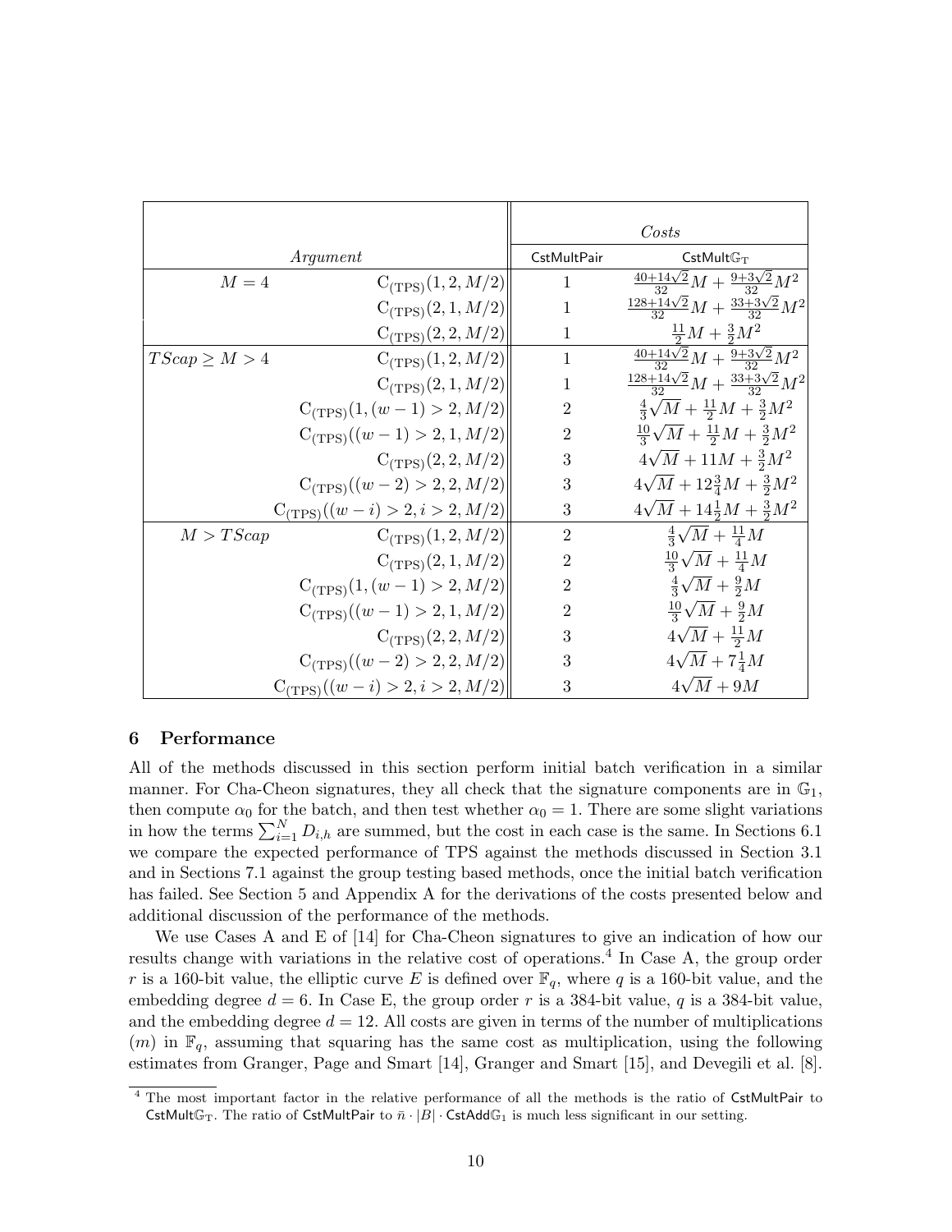| *Argument* | | *Costs* | |
|---|---|---|---|
| | | CstMultPair | CstMult$\mathbb{G}_{\mathrm{T}}$ |
| $M = 4$ | $\mathrm{C}_{(\mathrm{TPS})}(1, 2, M/2)$ | 1 | $\frac{40+14\sqrt{2}}{32}M + \frac{9+3\sqrt{2}}{32}M^2$ |
| | $\mathrm{C}_{(\mathrm{TPS})}(2, 1, M/2)$ | 1 | $\frac{128+14\sqrt{2}}{32}M + \frac{33+3\sqrt{2}}{32}M^2$ |
| | $\mathrm{C}_{(\mathrm{TPS})}(2, 2, M/2)$ | 1 | $\frac{11}{2}M + \frac{3}{2}M^2$ |
| $TScap \geq M > 4$ | $\mathrm{C}_{(\mathrm{TPS})}(1, 2, M/2)$ | 1 | $\frac{40+14\sqrt{2}}{32}M + \frac{9+3\sqrt{2}}{32}M^2$ |
| | $\mathrm{C}_{(\mathrm{TPS})}(2, 1, M/2)$ | 1 | $\frac{128+14\sqrt{2}}{32}M + \frac{33+3\sqrt{2}}{32}M^2$ |
| | $\mathrm{C}_{(\mathrm{TPS})}(1, (w-1) > 2, M/2)$ | 2 | $\frac{4}{3}\sqrt{M} + \frac{11}{2}M + \frac{3}{2}M^2$ |
| | $\mathrm{C}_{(\mathrm{TPS})}((w-1) > 2, 1, M/2)$ | 2 | $\frac{10}{3}\sqrt{M} + \frac{11}{2}M + \frac{3}{2}M^2$ |
| | $\mathrm{C}_{(\mathrm{TPS})}(2, 2, M/2)$ | 3 | $4\sqrt{M} + 11M + \frac{3}{2}M^2$ |
| | $\mathrm{C}_{(\mathrm{TPS})}((w-2) > 2, 2, M/2)$ | 3 | $4\sqrt{M} + 12\frac{3}{4}M + \frac{3}{2}M^2$ |
| | $\mathrm{C}_{(\mathrm{TPS})}((w-i) > 2, i > 2, M/2)$ | 3 | $4\sqrt{M} + 14\frac{1}{2}M + \frac{3}{2}M^2$ |
| $M > TScap$ | $\mathrm{C}_{(\mathrm{TPS})}(1, 2, M/2)$ | 2 | $\frac{4}{3}\sqrt{M} + \frac{11}{4}M$ |
| | $\mathrm{C}_{(\mathrm{TPS})}(2, 1, M/2)$ | 2 | $\frac{10}{3}\sqrt{M} + \frac{11}{4}M$ |
| | $\mathrm{C}_{(\mathrm{TPS})}(1, (w-1) > 2, M/2)$ | 2 | $\frac{4}{3}\sqrt{M} + \frac{9}{2}M$ |
| | $\mathrm{C}_{(\mathrm{TPS})}((w-1) > 2, 1, M/2)$ | 2 | $\frac{10}{3}\sqrt{M} + \frac{9}{2}M$ |
| | $\mathrm{C}_{(\mathrm{TPS})}(2, 2, M/2)$ | 3 | $4\sqrt{M} + \frac{11}{2}M$ |
| | $\mathrm{C}_{(\mathrm{TPS})}((w-2) > 2, 2, M/2)$ | 3 | $4\sqrt{M} + 7\frac{1}{4}M$ |
| | $\mathrm{C}_{(\mathrm{TPS})}((w-i) > 2, i > 2, M/2)$ | 3 | $4\sqrt{M} + 9M$ |

## 6 Performance

All of the methods discussed in this section perform initial batch verification in a similar manner. For Cha-Cheon signatures, they all check that the signature components are in $\mathbb{G}_1$, then compute $\alpha_0$ for the batch, and then test whether $\alpha_0 = 1$. There are some slight variations in how the terms $\sum_{i=1}^{N} D_{i,h}$ are summed, but the cost in each case is the same. In Sections 6.1 we compare the expected performance of TPS against the methods discussed in Section 3.1 and in Sections 7.1 against the group testing based methods, once the initial batch verification has failed. See Section 5 and Appendix A for the derivations of the costs presented below and additional discussion of the performance of the methods.

We use Cases A and E of [14] for Cha-Cheon signatures to give an indication of how our results change with variations in the relative cost of operations.[4] In Case A, the group order $r$ is a 160-bit value, the elliptic curve $E$ is defined over $\mathbb{F}_q$, where $q$ is a 160-bit value, and the embedding degree $d = 6$. In Case E, the group order $r$ is a 384-bit value, $q$ is a 384-bit value, and the embedding degree $d = 12$. All costs are given in terms of the number of multiplications ($m$) in $\mathbb{F}_q$, assuming that squaring has the same cost as multiplication, using the following estimates from Granger, Page and Smart [14], Granger and Smart [15], and Devegili et al. [8].

[4] The most important factor in the relative performance of all the methods is the ratio of CstMultPair to CstMult$\mathbb{G}_{\mathrm{T}}$. The ratio of CstMultPair to $\bar{n} \cdot |B| \cdot$ CstAdd$\mathbb{G}_1$ is much less significant in our setting.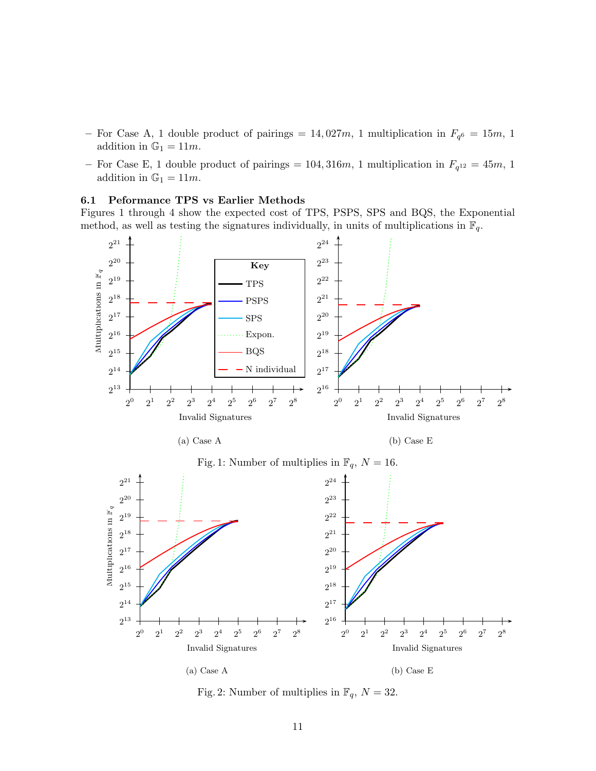- For Case A, 1 double product of pairings = $14,027m$, 1 multiplication in $F_{q^6} = 15m$, 1 addition in $\mathbb{G}_1 = 11m$.
- For Case E, 1 double product of pairings = $104,316m$, 1 multiplication in $F_{q^{12}} = 45m$, 1 addition in $\mathbb{G}_1 = 11m$.

### 6.1 Peformance TPS vs Earlier Methods

Figures 1 through 4 show the expected cost of TPS, PSPS, SPS and BQS, the Exponential method, as well as testing the signatures individually, in units of multiplications in $\mathbb{F}_q$.

(a) Case A

(b) Case E

Fig. 1: Number of multiplies in $\mathbb{F}_q$, $N = 16$.

(a) Case A

(b) Case E

Fig. 2: Number of multiplies in $\mathbb{F}_q$, $N = 32$.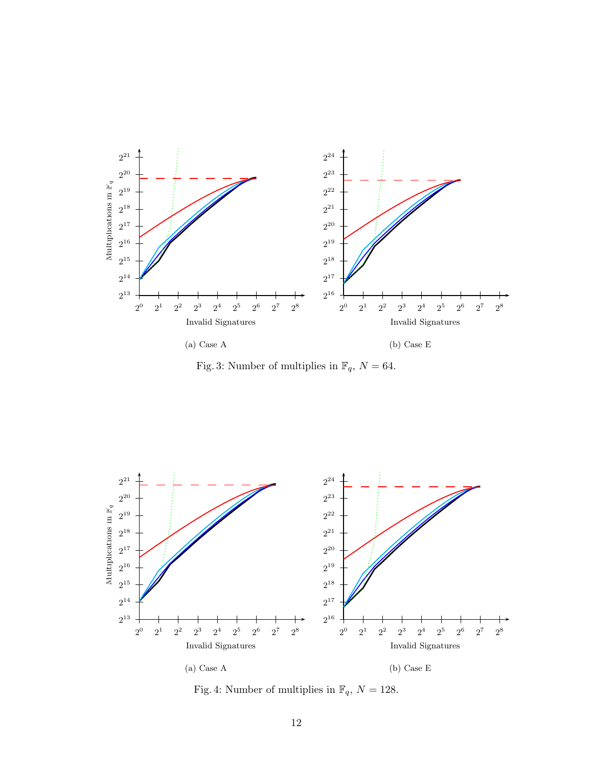(a) Case A

(b) Case E

Fig. 3: Number of multiplies in $\mathbb{F}_q$, $N = 64$.

(a) Case A

(b) Case E

Fig. 4: Number of multiplies in $\mathbb{F}_q$, $N = 128$.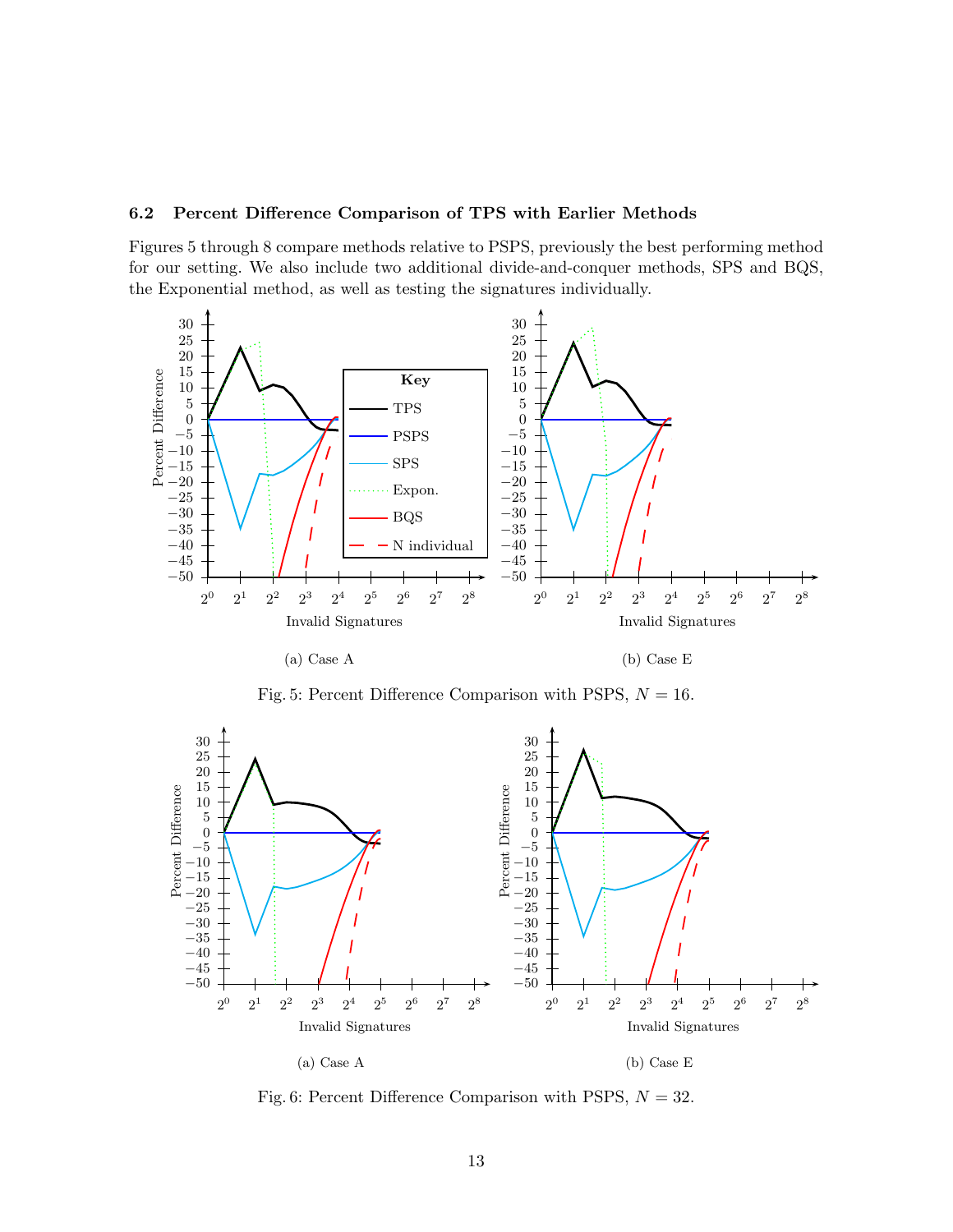### 6.2 Percent Difference Comparison of TPS with Earlier Methods

Figures 5 through 8 compare methods relative to PSPS, previously the best performing method for our setting. We also include two additional divide-and-conquer methods, SPS and BQS, the Exponential method, as well as testing the signatures individually.

(a) Case A

(b) Case E

Fig. 5: Percent Difference Comparison with PSPS, $N = 16$.

(a) Case A

(b) Case E

Fig. 6: Percent Difference Comparison with PSPS, $N = 32$.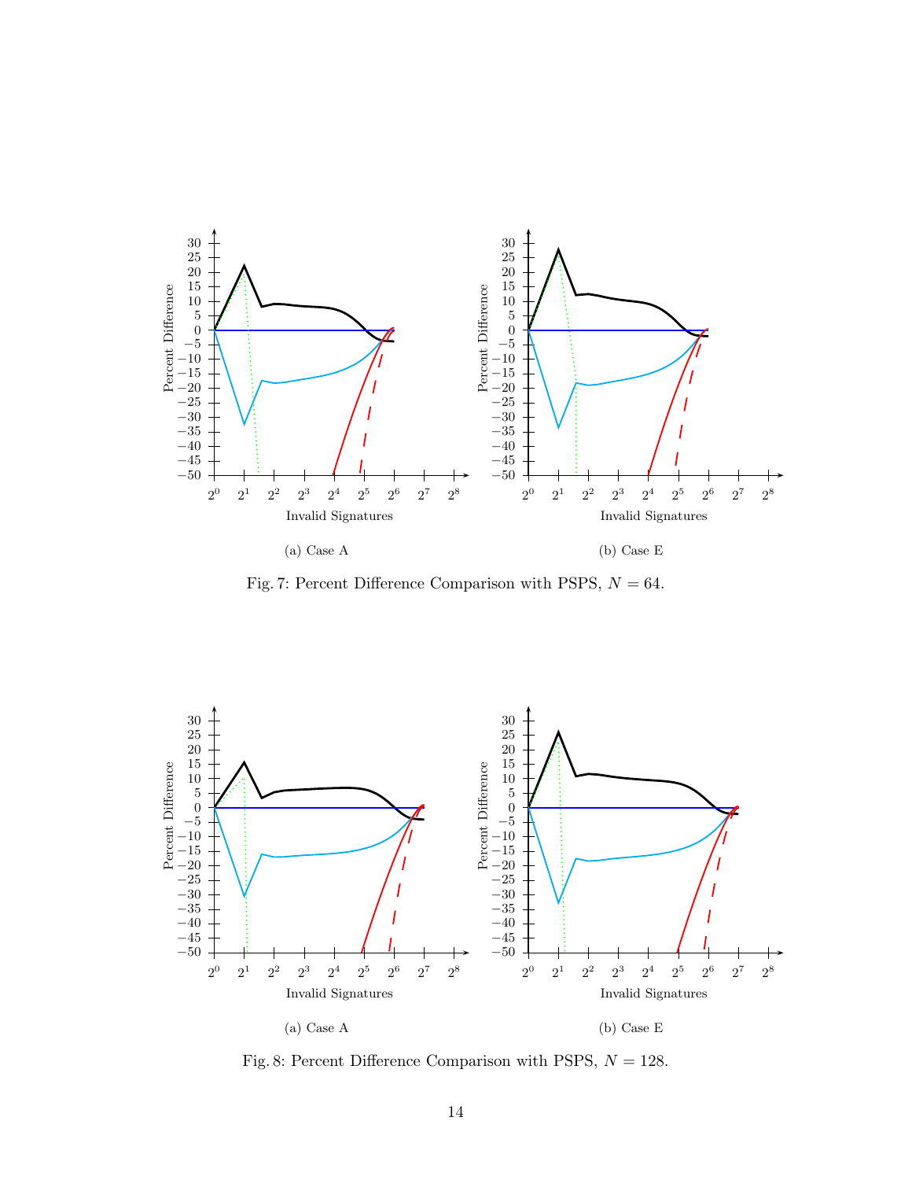(a) Case A

(b) Case E

Fig. 7: Percent Difference Comparison with PSPS, $N = 64$.

(a) Case A

(b) Case E

Fig. 8: Percent Difference Comparison with PSPS, $N = 128$.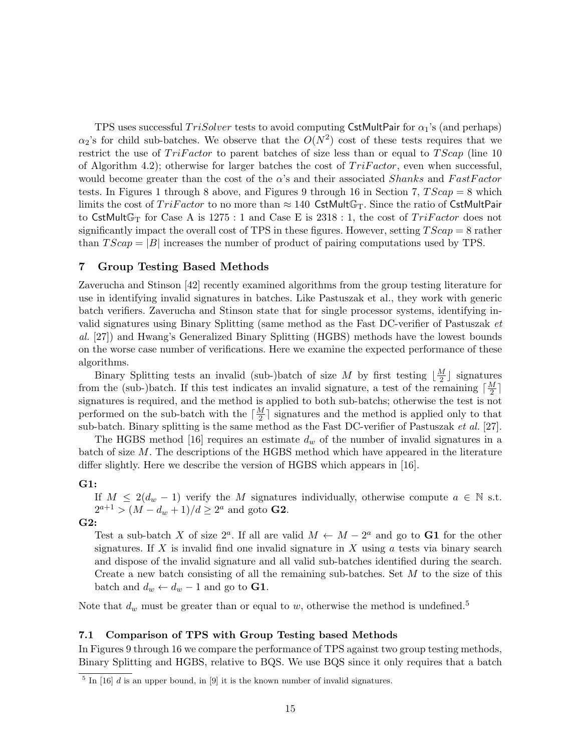TPS uses successful $TriSolver$ tests to avoid computing CstMultPair for $\alpha_1$'s (and perhaps) $\alpha_2$'s for child sub-batches. We observe that the $O(N^2)$ cost of these tests requires that we restrict the use of $TriFactor$ to parent batches of size less than or equal to $TScap$ (line 10 of Algorithm 4.2); otherwise for larger batches the cost of $TriFactor$, even when successful, would become greater than the cost of the $\alpha$'s and their associated $Shanks$ and $FastFactor$ tests. In Figures 1 through 8 above, and Figures 9 through 16 in Section 7, $TScap = 8$ which limits the cost of $TriFactor$ to no more than $\approx 140$ CstMult$\mathbb{G}_\mathrm{T}$. Since the ratio of CstMultPair to CstMult$\mathbb{G}_\mathrm{T}$ for Case A is 1275 : 1 and Case E is 2318 : 1, the cost of $TriFactor$ does not significantly impact the overall cost of TPS in these figures. However, setting $TScap = 8$ rather than $TScap = |B|$ increases the number of product of pairing computations used by TPS.

## 7 Group Testing Based Methods

Zaverucha and Stinson [42] recently examined algorithms from the group testing literature for use in identifying invalid signatures in batches. Like Pastuszak et al., they work with generic batch verifiers. Zaverucha and Stinson state that for single processor systems, identifying invalid signatures using Binary Splitting (same method as the Fast DC-verifier of Pastuszak *et al.* [27]) and Hwang's Generalized Binary Splitting (HGBS) methods have the lowest bounds on the worse case number of verifications. Here we examine the expected performance of these algorithms.

Binary Splitting tests an invalid (sub-)batch of size $M$ by first testing $\lfloor \frac{M}{2} \rfloor$ signatures from the (sub-)batch. If this test indicates an invalid signature, a test of the remaining $\lceil \frac{M}{2} \rceil$ signatures is required, and the method is applied to both sub-batchs; otherwise the test is not performed on the sub-batch with the $\lceil \frac{M}{2} \rceil$ signatures and the method is applied only to that sub-batch. Binary splitting is the same method as the Fast DC-verifier of Pastuszak *et al.* [27].

The HGBS method [16] requires an estimate $d_w$ of the number of invalid signatures in a batch of size $M$. The descriptions of the HGBS method which have appeared in the literature differ slightly. Here we describe the version of HGBS which appears in [16].

**G1:**
If $M \leq 2(d_w - 1)$ verify the $M$ signatures individually, otherwise compute $a \in \mathbb{N}$ s.t. $2^{a+1} > (M - d_w + 1)/d \geq 2^a$ and goto **G2**.

**G2:**
Test a sub-batch $X$ of size $2^a$. If all are valid $M \leftarrow M - 2^a$ and go to **G1** for the other signatures. If $X$ is invalid find one invalid signature in $X$ using $a$ tests via binary search and dispose of the invalid signature and all valid sub-batches identified during the search. Create a new batch consisting of all the remaining sub-batches. Set $M$ to the size of this batch and $d_w \leftarrow d_w - 1$ and go to **G1**.

Note that $d_w$ must be greater than or equal to $w$, otherwise the method is undefined.[5]

### 7.1 Comparison of TPS with Group Testing based Methods

In Figures 9 through 16 we compare the performance of TPS against two group testing methods, Binary Splitting and HGBS, relative to BQS. We use BQS since it only requires that a batch

[5] In [16] $d$ is an upper bound, in [9] it is the known number of invalid signatures.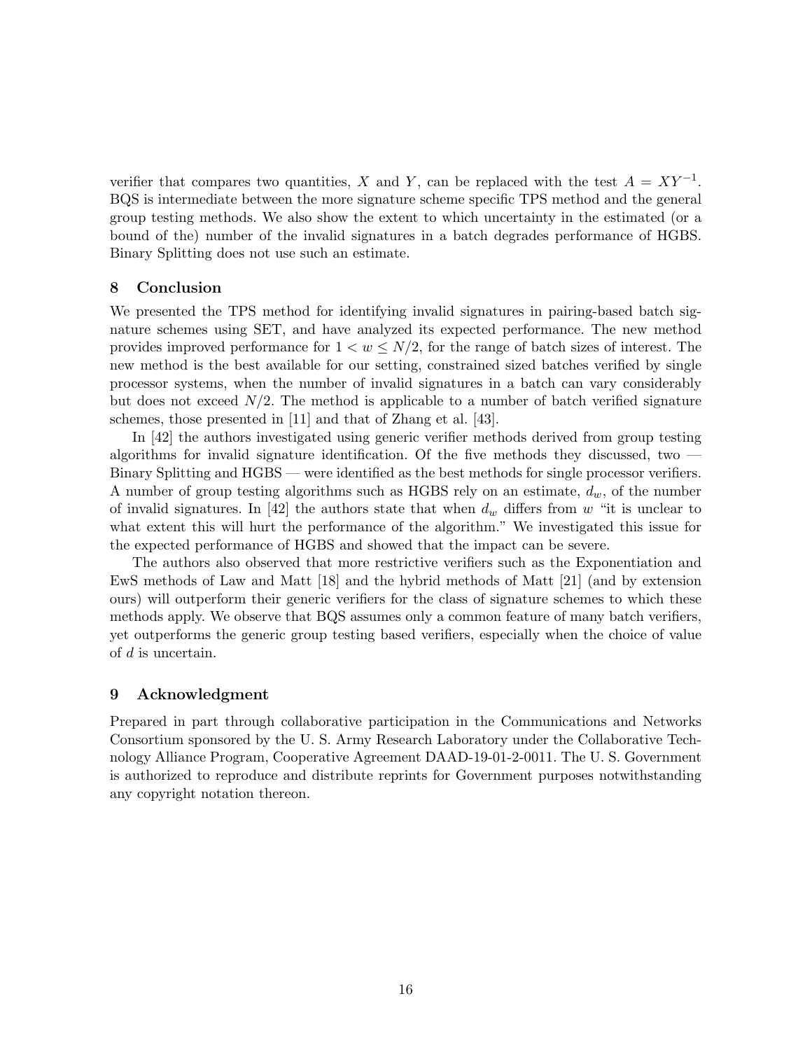verifier that compares two quantities, $X$ and $Y$, can be replaced with the test $A = XY^{-1}$. BQS is intermediate between the more signature scheme specific TPS method and the general group testing methods. We also show the extent to which uncertainty in the estimated (or a bound of the) number of the invalid signatures in a batch degrades performance of HGBS. Binary Splitting does not use such an estimate.

## 8 Conclusion

We presented the TPS method for identifying invalid signatures in pairing-based batch signature schemes using SET, and have analyzed its expected performance. The new method provides improved performance for $1 < w \leq N/2$, for the range of batch sizes of interest. The new method is the best available for our setting, constrained sized batches verified by single processor systems, when the number of invalid signatures in a batch can vary considerably but does not exceed $N/2$. The method is applicable to a number of batch verified signature schemes, those presented in [11] and that of Zhang et al. [43].

In [42] the authors investigated using generic verifier methods derived from group testing algorithms for invalid signature identification. Of the five methods they discussed, two — Binary Splitting and HGBS — were identified as the best methods for single processor verifiers. A number of group testing algorithms such as HGBS rely on an estimate, $d_w$, of the number of invalid signatures. In [42] the authors state that when $d_w$ differs from $w$ "it is unclear to what extent this will hurt the performance of the algorithm." We investigated this issue for the expected performance of HGBS and showed that the impact can be severe.

The authors also observed that more restrictive verifiers such as the Exponentiation and EwS methods of Law and Matt [18] and the hybrid methods of Matt [21] (and by extension ours) will outperform their generic verifiers for the class of signature schemes to which these methods apply. We observe that BQS assumes only a common feature of many batch verifiers, yet outperforms the generic group testing based verifiers, especially when the choice of value of $d$ is uncertain.

## 9 Acknowledgment

Prepared in part through collaborative participation in the Communications and Networks Consortium sponsored by the U. S. Army Research Laboratory under the Collaborative Technology Alliance Program, Cooperative Agreement DAAD-19-01-2-0011. The U. S. Government is authorized to reproduce and distribute reprints for Government purposes notwithstanding any copyright notation thereon.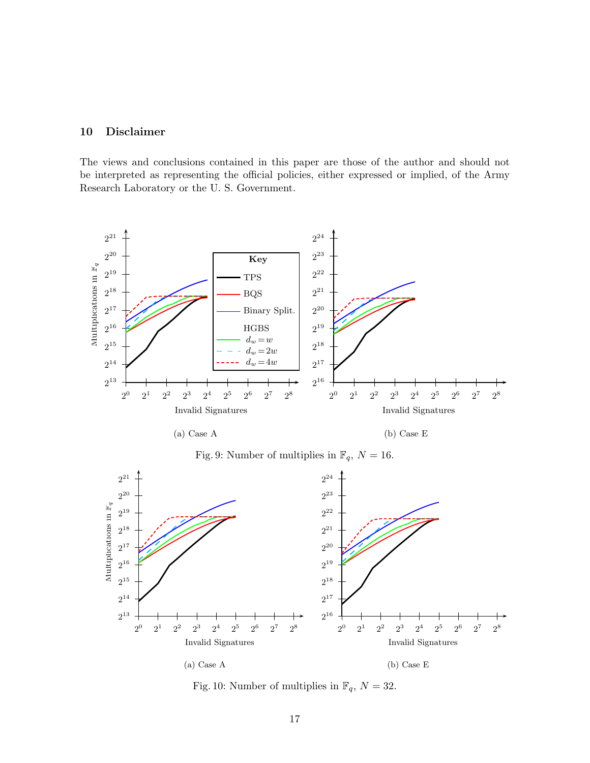## 10 Disclaimer

The views and conclusions contained in this paper are those of the author and should not be interpreted as representing the official policies, either expressed or implied, of the Army Research Laboratory or the U. S. Government.

(a) Case A

(b) Case E

Fig. 9: Number of multiplies in $\mathbb{F}_q$, $N = 16$.

(a) Case A

(b) Case E

Fig. 10: Number of multiplies in $\mathbb{F}_q$, $N = 32$.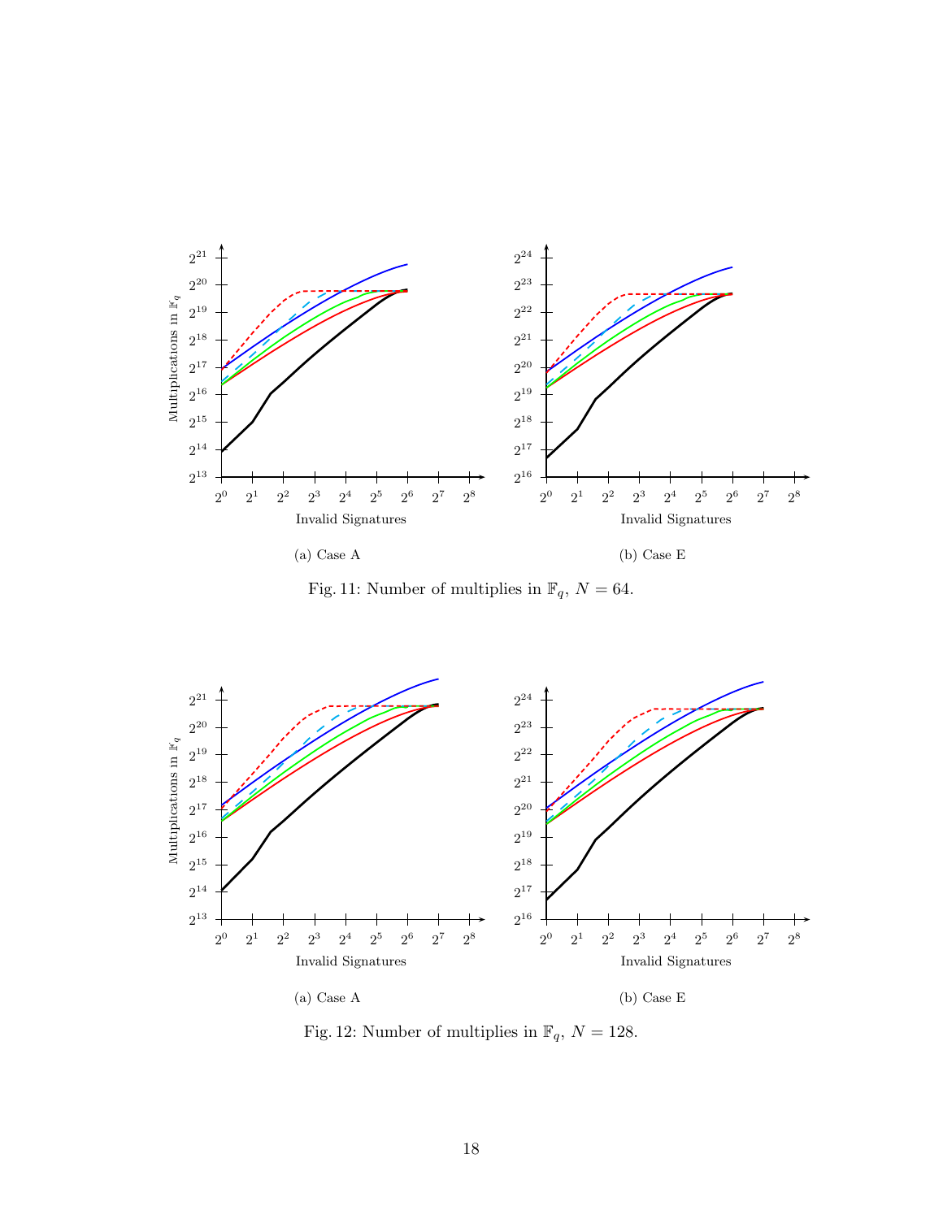(a) Case A

(b) Case E

Fig. 11: Number of multiplies in $\mathbb{F}_q$, $N = 64$.

(a) Case A

(b) Case E

Fig. 12: Number of multiplies in $\mathbb{F}_q$, $N = 128$.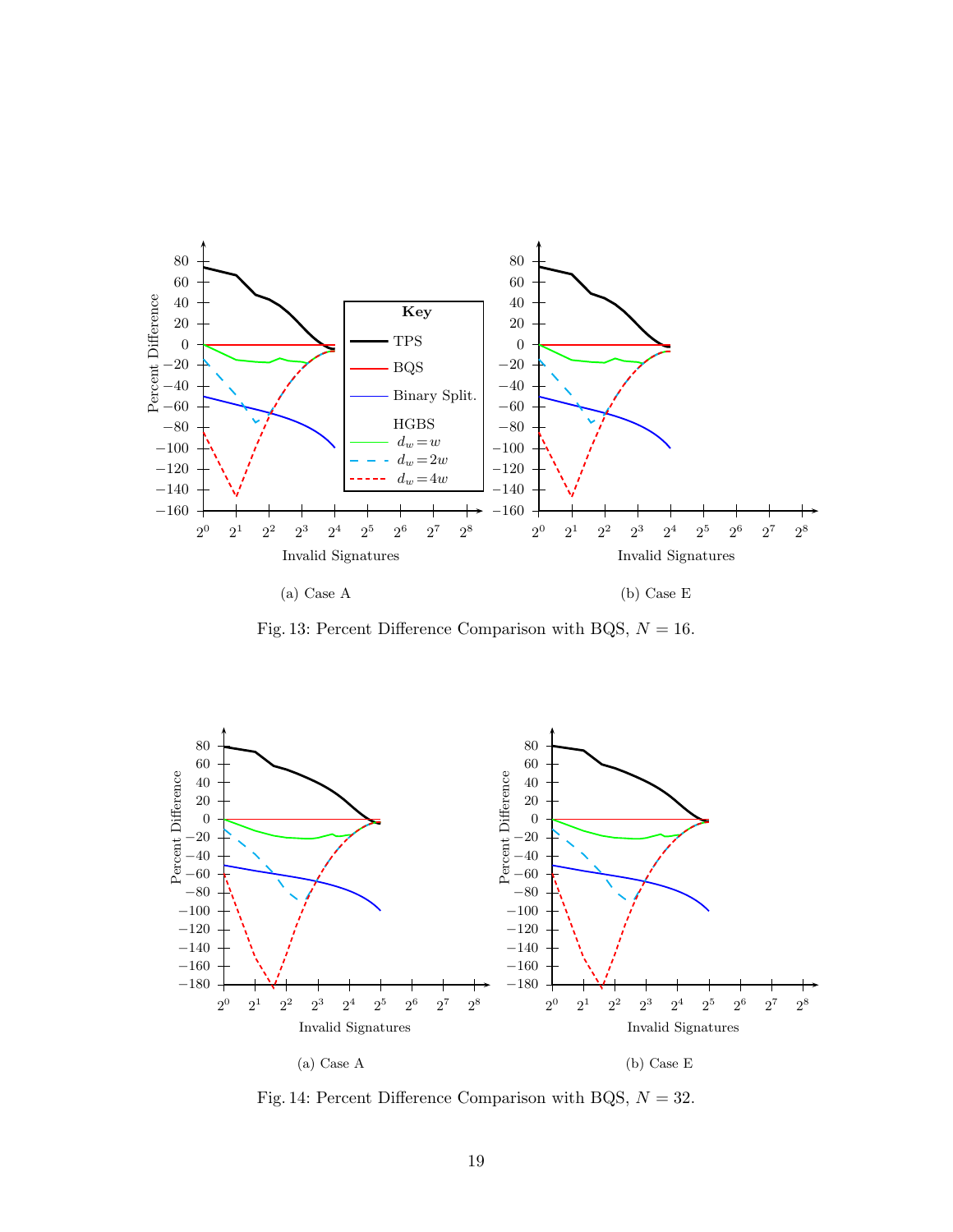(a) Case A

(b) Case E

Fig. 13: Percent Difference Comparison with BQS, $N = 16$.

(a) Case A

(b) Case E

Fig. 14: Percent Difference Comparison with BQS, $N = 32$.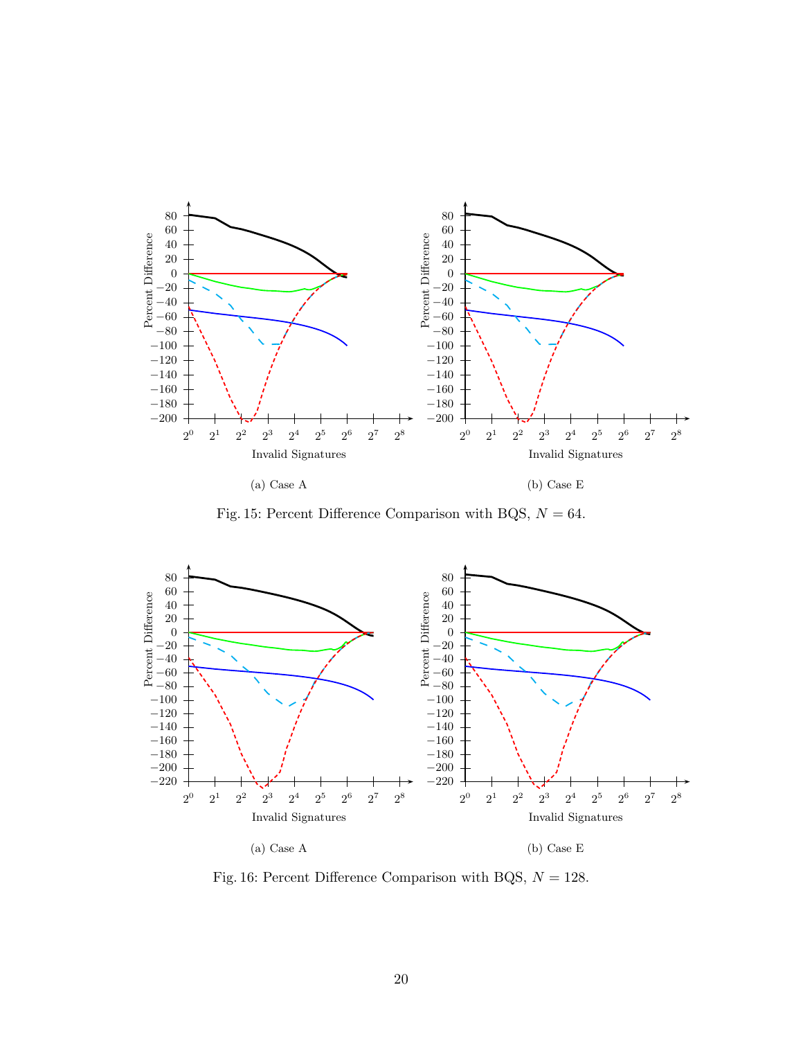(a) Case A

(b) Case E

Fig. 15: Percent Difference Comparison with BQS, $N = 64$.

(a) Case A

(b) Case E

Fig. 16: Percent Difference Comparison with BQS, $N = 128$.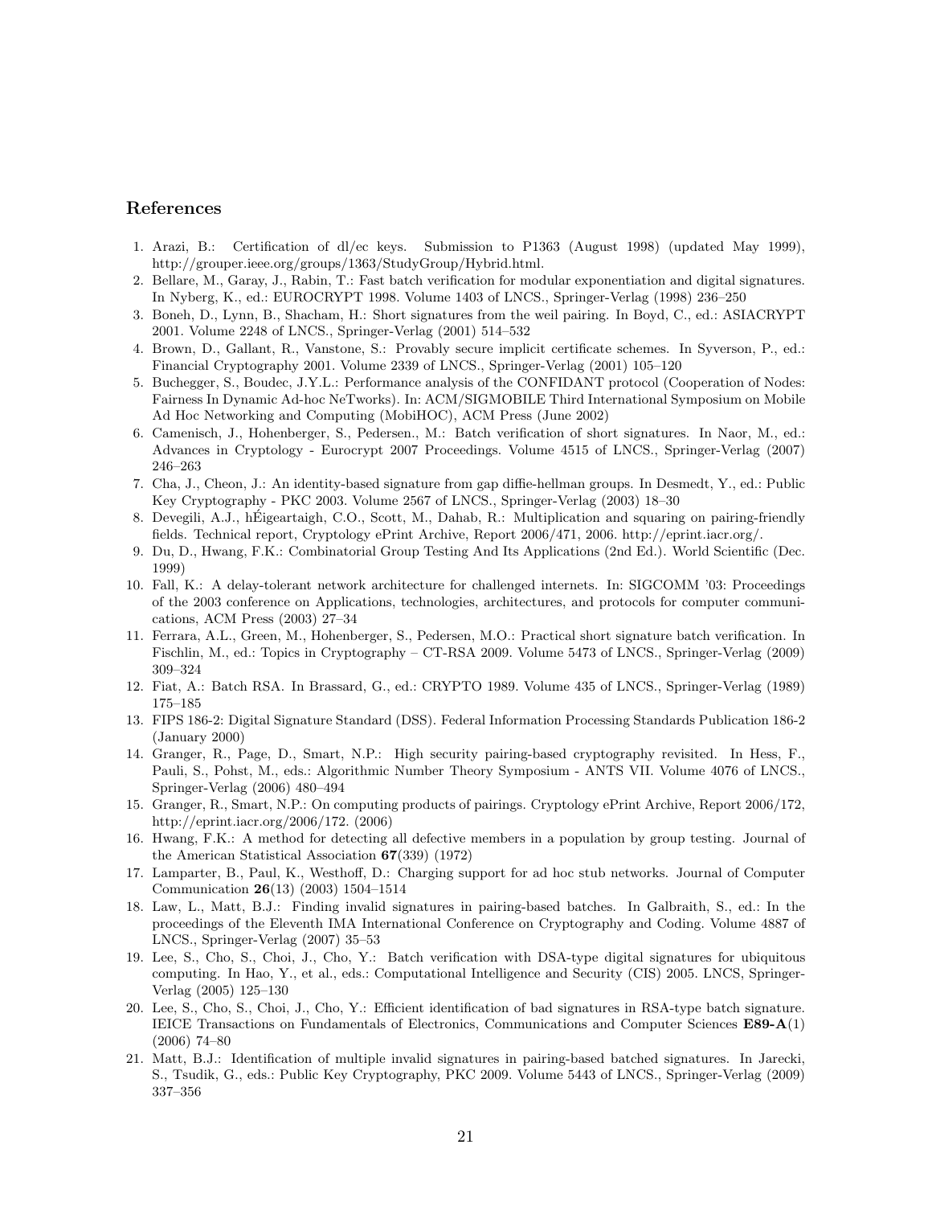## References

1. Arazi, B.: Certification of dl/ec keys. Submission to P1363 (August 1998) (updated May 1999), http://grouper.ieee.org/groups/1363/StudyGroup/Hybrid.html.
2. Bellare, M., Garay, J., Rabin, T.: Fast batch verification for modular exponentiation and digital signatures. In Nyberg, K., ed.: EUROCRYPT 1998. Volume 1403 of LNCS., Springer-Verlag (1998) 236–250
3. Boneh, D., Lynn, B., Shacham, H.: Short signatures from the weil pairing. In Boyd, C., ed.: ASIACRYPT 2001. Volume 2248 of LNCS., Springer-Verlag (2001) 514–532
4. Brown, D., Gallant, R., Vanstone, S.: Provably secure implicit certificate schemes. In Syverson, P., ed.: Financial Cryptography 2001. Volume 2339 of LNCS., Springer-Verlag (2001) 105–120
5. Buchegger, S., Boudec, J.Y.L.: Performance analysis of the CONFIDANT protocol (Cooperation of Nodes: Fairness In Dynamic Ad-hoc NeTworks). In: ACM/SIGMOBILE Third International Symposium on Mobile Ad Hoc Networking and Computing (MobiHOC), ACM Press (June 2002)
6. Camenisch, J., Hohenberger, S., Pedersen., M.: Batch verification of short signatures. In Naor, M., ed.: Advances in Cryptology - Eurocrypt 2007 Proceedings. Volume 4515 of LNCS., Springer-Verlag (2007) 246–263
7. Cha, J., Cheon, J.: An identity-based signature from gap diffie-hellman groups. In Desmedt, Y., ed.: Public Key Cryptography - PKC 2003. Volume 2567 of LNCS., Springer-Verlag (2003) 18–30
8. Devegili, A.J., hÉigeartaigh, C.O., Scott, M., Dahab, R.: Multiplication and squaring on pairing-friendly fields. Technical report, Cryptology ePrint Archive, Report 2006/471, 2006. http://eprint.iacr.org/.
9. Du, D., Hwang, F.K.: Combinatorial Group Testing And Its Applications (2nd Ed.). World Scientific (Dec. 1999)
10. Fall, K.: A delay-tolerant network architecture for challenged internets. In: SIGCOMM '03: Proceedings of the 2003 conference on Applications, technologies, architectures, and protocols for computer communications, ACM Press (2003) 27–34
11. Ferrara, A.L., Green, M., Hohenberger, S., Pedersen, M.O.: Practical short signature batch verification. In Fischlin, M., ed.: Topics in Cryptography – CT-RSA 2009. Volume 5473 of LNCS., Springer-Verlag (2009) 309–324
12. Fiat, A.: Batch RSA. In Brassard, G., ed.: CRYPTO 1989. Volume 435 of LNCS., Springer-Verlag (1989) 175–185
13. FIPS 186-2: Digital Signature Standard (DSS). Federal Information Processing Standards Publication 186-2 (January 2000)
14. Granger, R., Page, D., Smart, N.P.: High security pairing-based cryptography revisited. In Hess, F., Pauli, S., Pohst, M., eds.: Algorithmic Number Theory Symposium - ANTS VII. Volume 4076 of LNCS., Springer-Verlag (2006) 480–494
15. Granger, R., Smart, N.P.: On computing products of pairings. Cryptology ePrint Archive, Report 2006/172, http://eprint.iacr.org/2006/172. (2006)
16. Hwang, F.K.: A method for detecting all defective members in a population by group testing. Journal of the American Statistical Association **67**(339) (1972)
17. Lamparter, B., Paul, K., Westhoff, D.: Charging support for ad hoc stub networks. Journal of Computer Communication **26**(13) (2003) 1504–1514
18. Law, L., Matt, B.J.: Finding invalid signatures in pairing-based batches. In Galbraith, S., ed.: In the proceedings of the Eleventh IMA International Conference on Cryptography and Coding. Volume 4887 of LNCS., Springer-Verlag (2007) 35–53
19. Lee, S., Cho, S., Choi, J., Cho, Y.: Batch verification with DSA-type digital signatures for ubiquitous computing. In Hao, Y., et al., eds.: Computational Intelligence and Security (CIS) 2005. LNCS, Springer-Verlag (2005) 125–130
20. Lee, S., Cho, S., Choi, J., Cho, Y.: Efficient identification of bad signatures in RSA-type batch signature. IEICE Transactions on Fundamentals of Electronics, Communications and Computer Sciences **E89-A**(1) (2006) 74–80
21. Matt, B.J.: Identification of multiple invalid signatures in pairing-based batched signatures. In Jarecki, S., Tsudik, G., eds.: Public Key Cryptography, PKC 2009. Volume 5443 of LNCS., Springer-Verlag (2009) 337–356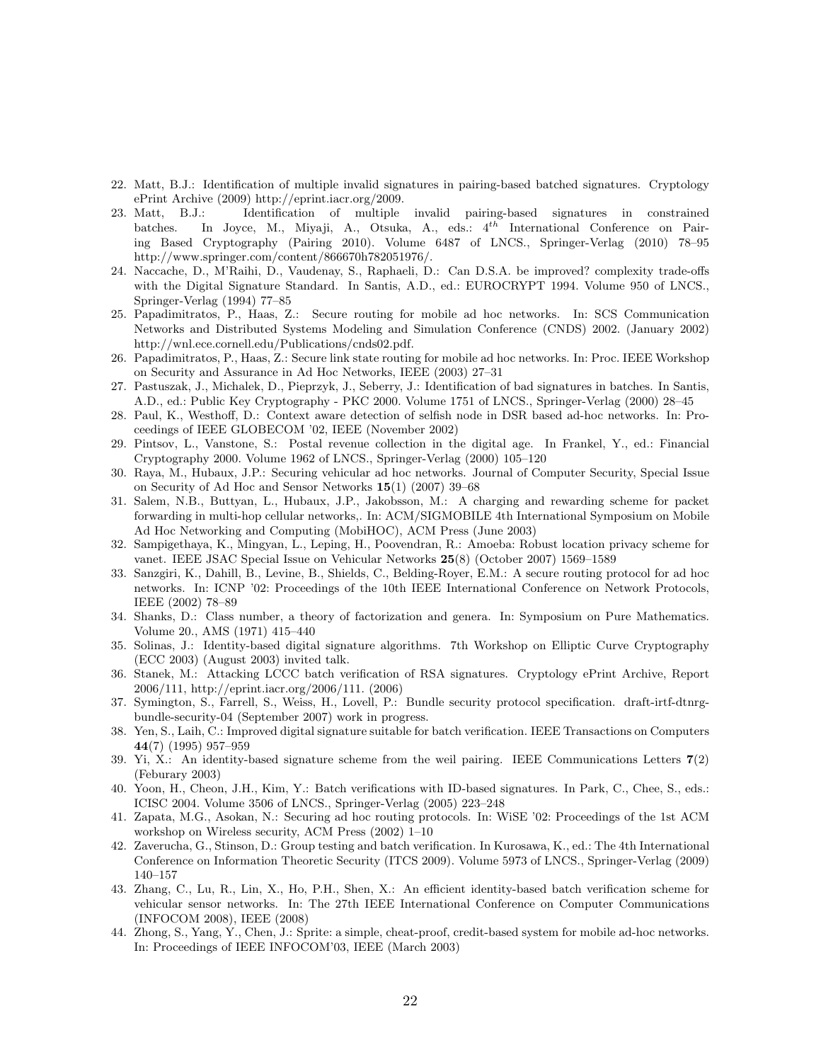22. Matt, B.J.: Identification of multiple invalid signatures in pairing-based batched signatures. Cryptology ePrint Archive (2009) http://eprint.iacr.org/2009.
23. Matt, B.J.: Identification of multiple invalid pairing-based signatures in constrained batches. In Joyce, M., Miyaji, A., Otsuka, A., eds.: $4^{th}$ International Conference on Pairing Based Cryptography (Pairing 2010). Volume 6487 of LNCS., Springer-Verlag (2010) 78–95 http://www.springer.com/content/866670h782051976/.
24. Naccache, D., M'Raihi, D., Vaudenay, S., Raphaeli, D.: Can D.S.A. be improved? complexity trade-offs with the Digital Signature Standard. In Santis, A.D., ed.: EUROCRYPT 1994. Volume 950 of LNCS., Springer-Verlag (1994) 77–85
25. Papadimitratos, P., Haas, Z.: Secure routing for mobile ad hoc networks. In: SCS Communication Networks and Distributed Systems Modeling and Simulation Conference (CNDS) 2002. (January 2002) http://wnl.ece.cornell.edu/Publications/cnds02.pdf.
26. Papadimitratos, P., Haas, Z.: Secure link state routing for mobile ad hoc networks. In: Proc. IEEE Workshop on Security and Assurance in Ad Hoc Networks, IEEE (2003) 27–31
27. Pastuszak, J., Michalek, D., Pieprzyk, J., Seberry, J.: Identification of bad signatures in batches. In Santis, A.D., ed.: Public Key Cryptography - PKC 2000. Volume 1751 of LNCS., Springer-Verlag (2000) 28–45
28. Paul, K., Westhoff, D.: Context aware detection of selfish node in DSR based ad-hoc networks. In: Proceedings of IEEE GLOBECOM '02, IEEE (November 2002)
29. Pintsov, L., Vanstone, S.: Postal revenue collection in the digital age. In Frankel, Y., ed.: Financial Cryptography 2000. Volume 1962 of LNCS., Springer-Verlag (2000) 105–120
30. Raya, M., Hubaux, J.P.: Securing vehicular ad hoc networks. Journal of Computer Security, Special Issue on Security of Ad Hoc and Sensor Networks **15**(1) (2007) 39–68
31. Salem, N.B., Buttyan, L., Hubaux, J.P., Jakobsson, M.: A charging and rewarding scheme for packet forwarding in multi-hop cellular networks,. In: ACM/SIGMOBILE 4th International Symposium on Mobile Ad Hoc Networking and Computing (MobiHOC), ACM Press (June 2003)
32. Sampigethaya, K., Mingyan, L., Leping, H., Poovendran, R.: Amoeba: Robust location privacy scheme for vanet. IEEE JSAC Special Issue on Vehicular Networks **25**(8) (October 2007) 1569–1589
33. Sanzgiri, K., Dahill, B., Levine, B., Shields, C., Belding-Royer, E.M.: A secure routing protocol for ad hoc networks. In: ICNP '02: Proceedings of the 10th IEEE International Conference on Network Protocols, IEEE (2002) 78–89
34. Shanks, D.: Class number, a theory of factorization and genera. In: Symposium on Pure Mathematics. Volume 20., AMS (1971) 415–440
35. Solinas, J.: Identity-based digital signature algorithms. 7th Workshop on Elliptic Curve Cryptography (ECC 2003) (August 2003) invited talk.
36. Stanek, M.: Attacking LCCC batch verification of RSA signatures. Cryptology ePrint Archive, Report 2006/111, http://eprint.iacr.org/2006/111. (2006)
37. Symington, S., Farrell, S., Weiss, H., Lovell, P.: Bundle security protocol specification. draft-irtf-dtnrg-bundle-security-04 (September 2007) work in progress.
38. Yen, S., Laih, C.: Improved digital signature suitable for batch verification. IEEE Transactions on Computers **44**(7) (1995) 957–959
39. Yi, X.: An identity-based signature scheme from the weil pairing. IEEE Communications Letters **7**(2) (Feburary 2003)
40. Yoon, H., Cheon, J.H., Kim, Y.: Batch verifications with ID-based signatures. In Park, C., Chee, S., eds.: ICISC 2004. Volume 3506 of LNCS., Springer-Verlag (2005) 223–248
41. Zapata, M.G., Asokan, N.: Securing ad hoc routing protocols. In: WiSE '02: Proceedings of the 1st ACM workshop on Wireless security, ACM Press (2002) 1–10
42. Zaverucha, G., Stinson, D.: Group testing and batch verification. In Kurosawa, K., ed.: The 4th International Conference on Information Theoretic Security (ITCS 2009). Volume 5973 of LNCS., Springer-Verlag (2009) 140–157
43. Zhang, C., Lu, R., Lin, X., Ho, P.H., Shen, X.: An efficient identity-based batch verification scheme for vehicular sensor networks. In: The 27th IEEE International Conference on Computer Communications (INFOCOM 2008), IEEE (2008)
44. Zhong, S., Yang, Y., Chen, J.: Sprite: a simple, cheat-proof, credit-based system for mobile ad-hoc networks. In: Proceedings of IEEE INFOCOM'03, IEEE (March 2003)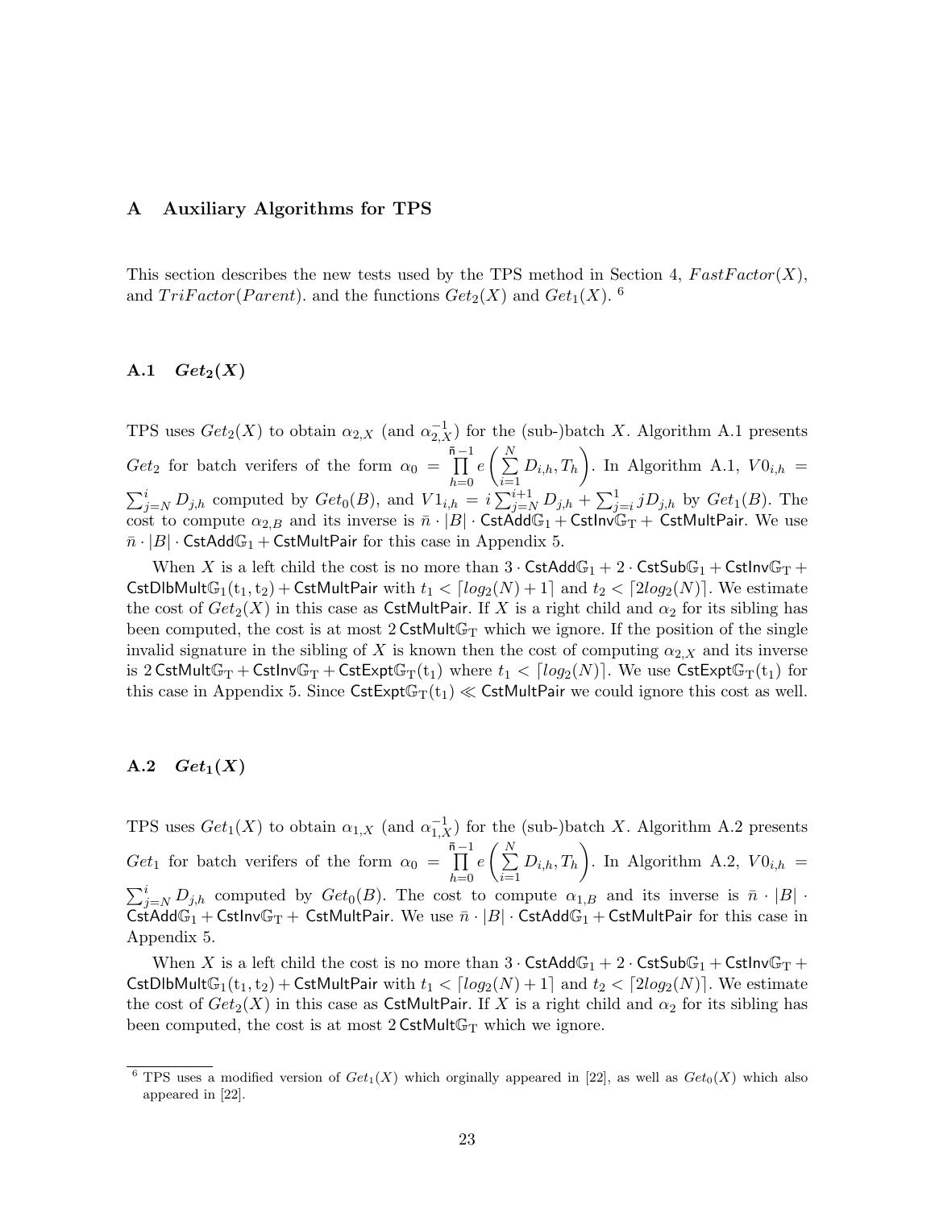## A Auxiliary Algorithms for TPS

This section describes the new tests used by the TPS method in Section 4, $FastFactor(X)$, and $TriFactor(Parent)$. and the functions $Get_2(X)$ and $Get_1(X)$. [6]

### A.1 $Get_2(X)$

TPS uses $Get_2(X)$ to obtain $\alpha_{2,X}$ (and $\alpha_{2,X}^{-1}$) for the (sub-)batch $X$. Algorithm A.1 presents $Get_2$ for batch verifers of the form $\alpha_0 = \prod_{h=0}^{\bar{n}-1} e\left(\sum_{i=1}^{N} D_{i,h}, T_h\right)$. In Algorithm A.1, $V0_{i,h} = \sum_{j=N}^{i} D_{j,h}$ computed by $Get_0(B)$, and $V1_{i,h} = i\sum_{j=N}^{i+1} D_{j,h} + \sum_{j=i}^{1} jD_{j,h}$ by $Get_1(B)$. The cost to compute $\alpha_{2,B}$ and its inverse is $\bar{n} \cdot |B| \cdot \mathsf{CstAdd}\mathbb{G}_1 + \mathsf{CstInv}\mathbb{G}_\mathrm{T} + \mathsf{CstMultPair}$. We use $\bar{n} \cdot |B| \cdot \mathsf{CstAdd}\mathbb{G}_1 + \mathsf{CstMultPair}$ for this case in Appendix 5.

When $X$ is a left child the cost is no more than $3 \cdot \mathsf{CstAdd}\mathbb{G}_1 + 2 \cdot \mathsf{CstSub}\mathbb{G}_1 + \mathsf{CstInv}\mathbb{G}_\mathrm{T} + \mathsf{CstDlbMult}\mathbb{G}_1(\mathrm{t}_1, \mathrm{t}_2) + \mathsf{CstMultPair}$ with $t_1 < \lceil log_2(N) + 1\rceil$ and $t_2 < \lceil 2log_2(N)\rceil$. We estimate the cost of $Get_2(X)$ in this case as $\mathsf{CstMultPair}$. If $X$ is a right child and $\alpha_2$ for its sibling has been computed, the cost is at most $2\,\mathsf{CstMult}\mathbb{G}_\mathrm{T}$ which we ignore. If the position of the single invalid signature in the sibling of $X$ is known then the cost of computing $\alpha_{2,X}$ and its inverse is $2\,\mathsf{CstMult}\mathbb{G}_\mathrm{T} + \mathsf{CstInv}\mathbb{G}_\mathrm{T} + \mathsf{CstExpt}\mathbb{G}_\mathrm{T}(\mathrm{t}_1)$ where $t_1 < \lceil log_2(N)\rceil$. We use $\mathsf{CstExpt}\mathbb{G}_\mathrm{T}(\mathrm{t}_1)$ for this case in Appendix 5. Since $\mathsf{CstExpt}\mathbb{G}_\mathrm{T}(\mathrm{t}_1) \ll \mathsf{CstMultPair}$ we could ignore this cost as well.

### A.2 $Get_1(X)$

TPS uses $Get_1(X)$ to obtain $\alpha_{1,X}$ (and $\alpha_{1,X}^{-1}$) for the (sub-)batch $X$. Algorithm A.2 presents $Get_1$ for batch verifers of the form $\alpha_0 = \prod_{h=0}^{\bar{n}-1} e\left(\sum_{i=1}^{N} D_{i,h}, T_h\right)$. In Algorithm A.2, $V0_{i,h} = \sum_{j=N}^{i} D_{j,h}$ computed by $Get_0(B)$. The cost to compute $\alpha_{1,B}$ and its inverse is $\bar{n} \cdot |B| \cdot \mathsf{CstAdd}\mathbb{G}_1 + \mathsf{CstInv}\mathbb{G}_\mathrm{T} + \mathsf{CstMultPair}$. We use $\bar{n} \cdot |B| \cdot \mathsf{CstAdd}\mathbb{G}_1 + \mathsf{CstMultPair}$ for this case in Appendix 5.

When $X$ is a left child the cost is no more than $3 \cdot \mathsf{CstAdd}\mathbb{G}_1 + 2 \cdot \mathsf{CstSub}\mathbb{G}_1 + \mathsf{CstInv}\mathbb{G}_\mathrm{T} + \mathsf{CstDlbMult}\mathbb{G}_1(\mathrm{t}_1, \mathrm{t}_2) + \mathsf{CstMultPair}$ with $t_1 < \lceil log_2(N) + 1\rceil$ and $t_2 < \lceil 2log_2(N)\rceil$. We estimate the cost of $Get_2(X)$ in this case as $\mathsf{CstMultPair}$. If $X$ is a right child and $\alpha_2$ for its sibling has been computed, the cost is at most $2\,\mathsf{CstMult}\mathbb{G}_\mathrm{T}$ which we ignore.

[6] TPS uses a modified version of $Get_1(X)$ which orginally appeared in [22], as well as $Get_0(X)$ which also appeared in [22].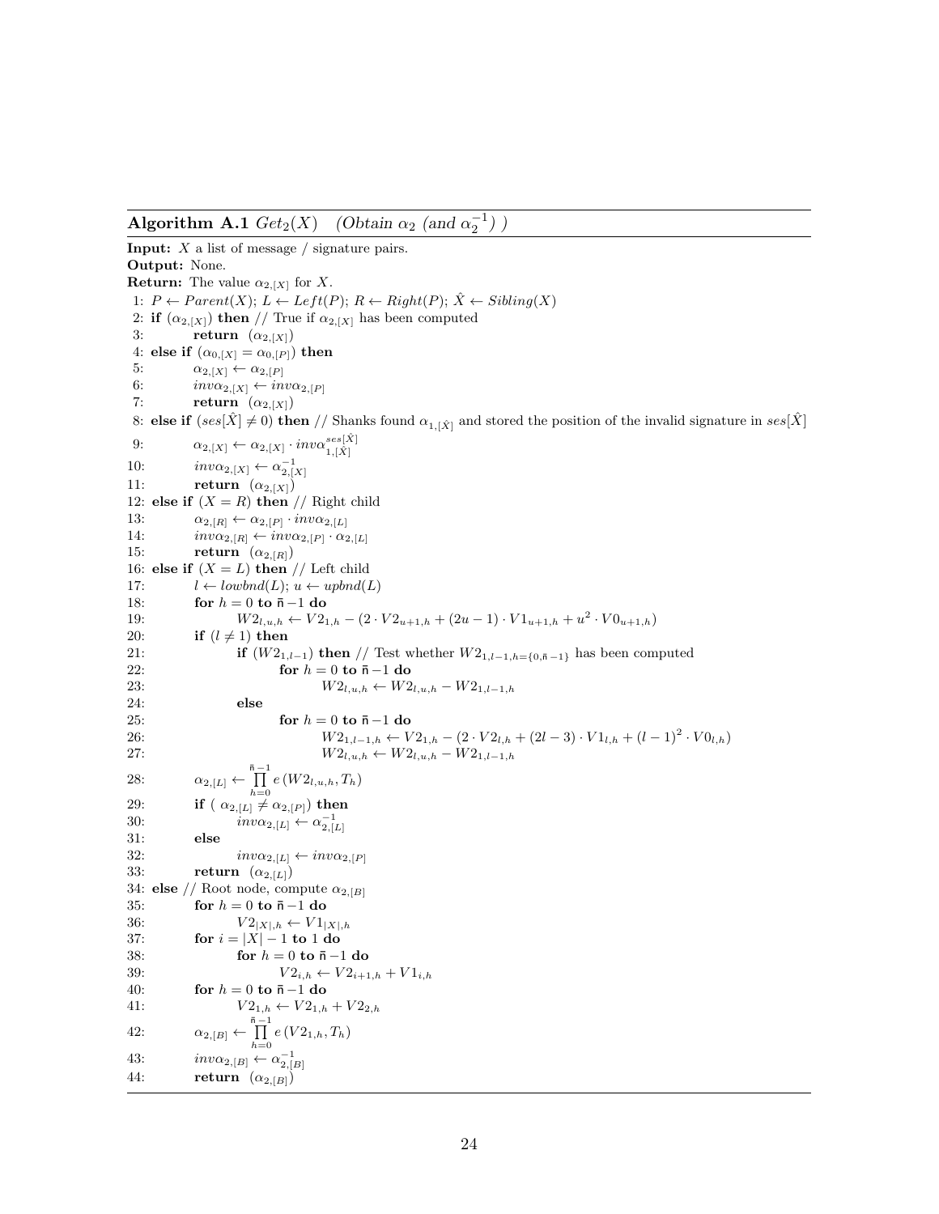**Algorithm A.1** $Get_2(X)$ *(Obtain $\alpha_2$ (and $\alpha_2^{-1}$) )*

**Input:** $X$ a list of message / signature pairs.
**Output:** None.
**Return:** The value $\alpha_{2,[X]}$ for $X$.

```
1:  P ← Parent(X); L ← Left(P); R ← Right(P); X̂ ← Sibling(X)
2:  if (α_{2,[X]}) then // True if α_{2,[X]} has been computed
3:      return (α_{2,[X]})
4:  else if (α_{0,[X]} = α_{0,[P]}) then
5:      α_{2,[X]} ← α_{2,[P]}
6:      invα_{2,[X]} ← invα_{2,[P]}
7:      return (α_{2,[X]})
8:  else if (ses[X̂] ≠ 0) then // Shanks found α_{1,[X̂]} and stored the position of the invalid signature in ses[X̂]
9:      α_{2,[X]} ← α_{2,[X]} · invα_{1,[X̂]}^{ses[X̂]}
10:     invα_{2,[X]} ← α_{2,[X]}^{-1}
11:     return (α_{2,[X]})
12: else if (X = R) then // Right child
13:     α_{2,[R]} ← α_{2,[P]} · invα_{2,[L]}
14:     invα_{2,[R]} ← invα_{2,[P]} · α_{2,[L]}
15:     return (α_{2,[R]})
16: else if (X = L) then // Left child
17:     l ← lowbnd(L); u ← upbnd(L)
18:     for h = 0 to n̄−1 do
19:         W2_{l,u,h} ← V2_{1,h} − (2 · V2_{u+1,h} + (2u − 1) · V1_{u+1,h} + u^2 · V0_{u+1,h})
20:     if (l ≠ 1) then
21:         if (W2_{1,l−1}) then // Test whether W2_{1,l−1,h={0,n̄−1}} has been computed
22:             for h = 0 to n̄−1 do
23:                 W2_{l,u,h} ← W2_{l,u,h} − W2_{1,l−1,h}
24:         else
25:             for h = 0 to n̄−1 do
26:                 W2_{1,l−1,h} ← V2_{1,h} − (2 · V2_{l,h} + (2l − 3) · V1_{l,h} + (l − 1)^2 · V0_{l,h})
27:                 W2_{l,u,h} ← W2_{l,u,h} − W2_{1,l−1,h}
28:     α_{2,[L]} ← ∏_{h=0}^{n̄−1} e(W2_{l,u,h}, T_h)
29:     if ( α_{2,[L]} ≠ α_{2,[P]}) then
30:         invα_{2,[L]} ← α_{2,[L]}^{-1}
31:     else
32:         invα_{2,[L]} ← invα_{2,[P]}
33:     return (α_{2,[L]})
34: else // Root node, compute α_{2,[B]}
35:     for h = 0 to n̄−1 do
36:         V2_{|X|,h} ← V1_{|X|,h}
37:     for i = |X| − 1 to 1 do
38:         for h = 0 to n̄−1 do
39:             V2_{i,h} ← V2_{i+1,h} + V1_{i,h}
40:     for h = 0 to n̄−1 do
41:         V2_{1,h} ← V2_{1,h} + V2_{2,h}
42:     α_{2,[B]} ← ∏_{h=0}^{n̄−1} e(V2_{1,h}, T_h)
43:     invα_{2,[B]} ← α_{2,[B]}^{-1}
44:     return (α_{2,[B]})
```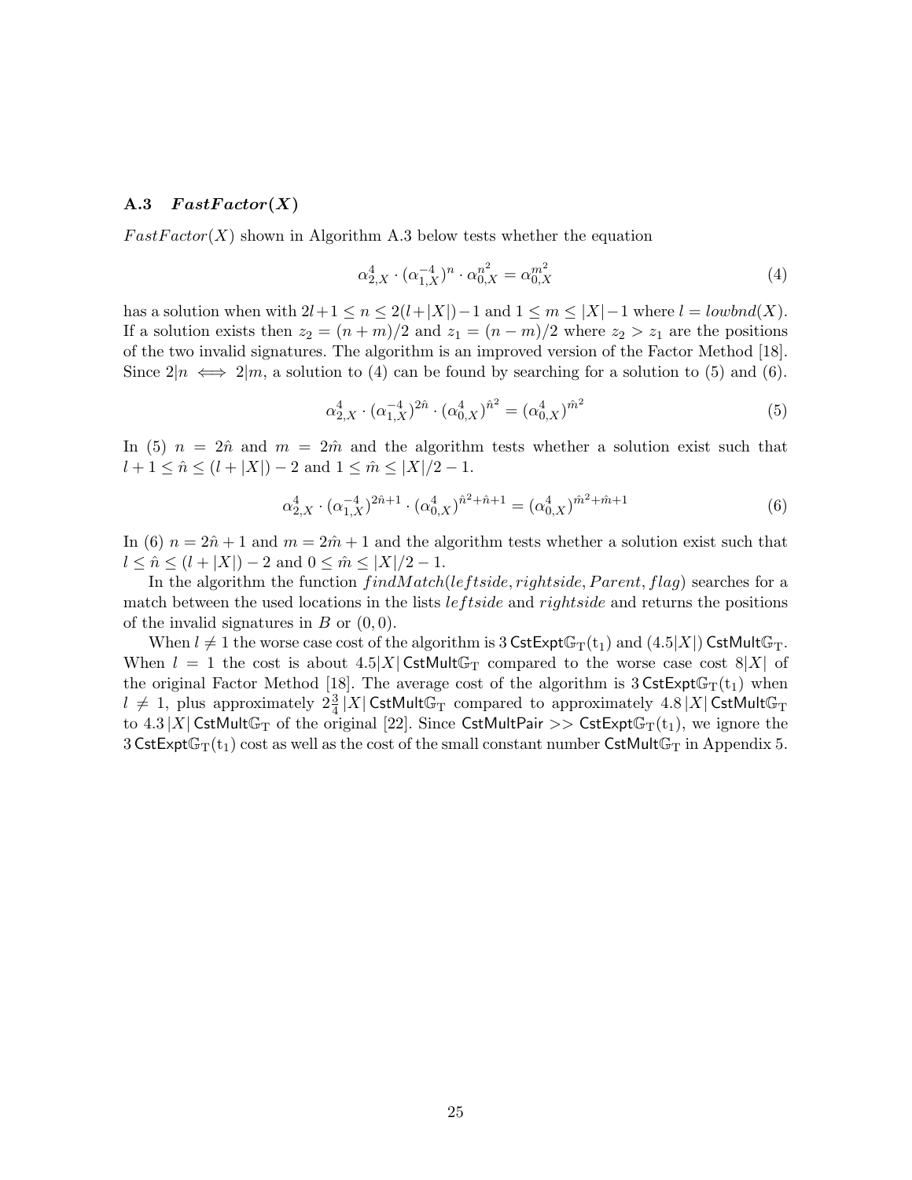### A.3 *FastFactor(X)*

$FastFactor(X)$ shown in Algorithm A.3 below tests whether the equation

$$\alpha_{2,X}^{4} \cdot (\alpha_{1,X}^{-4})^{n} \cdot \alpha_{0,X}^{n^2} = \alpha_{0,X}^{m^2} \tag{4}$$

has a solution when with $2l+1 \leq n \leq 2(l+|X|)-1$ and $1 \leq m \leq |X|-1$ where $l = lowbnd(X)$. If a solution exists then $z_2 = (n+m)/2$ and $z_1 = (n-m)/2$ where $z_2 > z_1$ are the positions of the two invalid signatures. The algorithm is an improved version of the Factor Method [18]. Since $2|n \iff 2|m$, a solution to (4) can be found by searching for a solution to (5) and (6).

$$\alpha_{2,X}^{4} \cdot (\alpha_{1,X}^{-4})^{2\hat{n}} \cdot (\alpha_{0,X}^{4})^{\hat{n}^2} = (\alpha_{0,X}^{4})^{\hat{m}^2} \tag{5}$$

In (5) $n = 2\hat{n}$ and $m = 2\hat{m}$ and the algorithm tests whether a solution exist such that $l+1 \leq \hat{n} \leq (l+|X|)-2$ and $1 \leq \hat{m} \leq |X|/2-1$.

$$\alpha_{2,X}^{4} \cdot (\alpha_{1,X}^{-4})^{2\hat{n}+1} \cdot (\alpha_{0,X}^{4})^{\hat{n}^2+\hat{n}+1} = (\alpha_{0,X}^{4})^{\hat{m}^2+\hat{m}+1} \tag{6}$$

In (6) $n = 2\hat{n}+1$ and $m = 2\hat{m}+1$ and the algorithm tests whether a solution exist such that $l \leq \hat{n} \leq (l+|X|)-2$ and $0 \leq \hat{m} \leq |X|/2-1$.

In the algorithm the function $findMatch(leftside, rightside, Parent, flag)$ searches for a match between the used locations in the lists $leftside$ and $rightside$ and returns the positions of the invalid signatures in $B$ or $(0,0)$.

When $l \neq 1$ the worse case cost of the algorithm is $3\,\mathsf{CstExpt}\mathbb{G}_\mathrm{T}(\mathrm{t}_1)$ and $(4.5|X|)\,\mathsf{CstMult}\mathbb{G}_\mathrm{T}$. When $l = 1$ the cost is about $4.5|X|\,\mathsf{CstMult}\mathbb{G}_\mathrm{T}$ compared to the worse case cost $8|X|$ of the original Factor Method [18]. The average cost of the algorithm is $3\,\mathsf{CstExpt}\mathbb{G}_\mathrm{T}(\mathrm{t}_1)$ when $l \neq 1$, plus approximately $2\frac{3}{4}\,|X|\,\mathsf{CstMult}\mathbb{G}_\mathrm{T}$ compared to approximately $4.8\,|X|\,\mathsf{CstMult}\mathbb{G}_\mathrm{T}$ to $4.3\,|X|\,\mathsf{CstMult}\mathbb{G}_\mathrm{T}$ of the original [22]. Since $\mathsf{CstMultPair} >> \mathsf{CstExpt}\mathbb{G}_\mathrm{T}(\mathrm{t}_1)$, we ignore the $3\,\mathsf{CstExpt}\mathbb{G}_\mathrm{T}(\mathrm{t}_1)$ cost as well as the cost of the small constant number $\mathsf{CstMult}\mathbb{G}_\mathrm{T}$ in Appendix 5.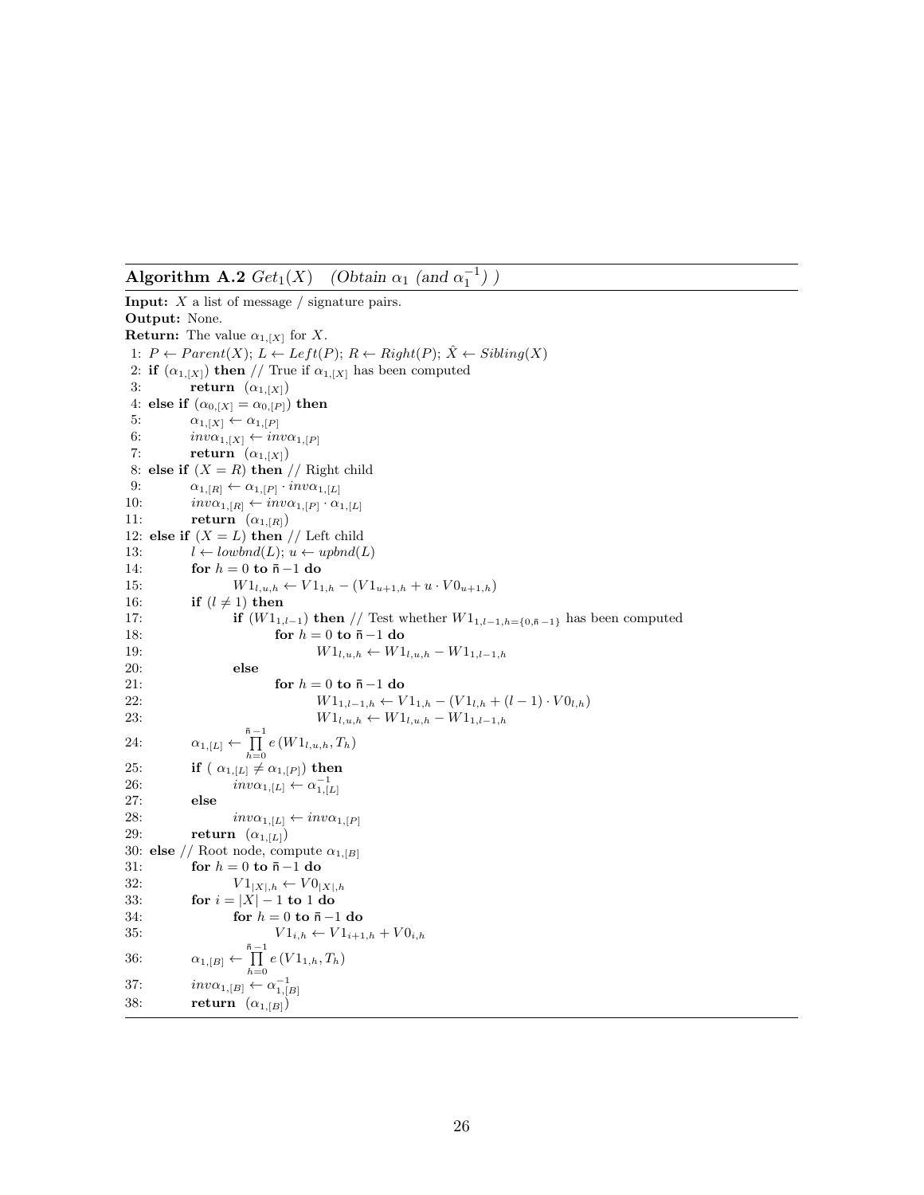**Algorithm A.2** $Get_1(X)$ *(Obtain $\alpha_1$ (and $\alpha_1^{-1}$) )*

**Input:** $X$ a list of message / signature pairs.
**Output:** None.
**Return:** The value $\alpha_{1,[X]}$ for $X$.

```
 1: P ← Parent(X); L ← Left(P); R ← Right(P); X̂ ← Sibling(X)
 2: if (α_{1,[X]}) then // True if α_{1,[X]} has been computed
 3:     return (α_{1,[X]})
 4: else if (α_{0,[X]} = α_{0,[P]}) then
 5:     α_{1,[X]} ← α_{1,[P]}
 6:     invα_{1,[X]} ← invα_{1,[P]}
 7:     return (α_{1,[X]})
 8: else if (X = R) then // Right child
 9:     α_{1,[R]} ← α_{1,[P]} · invα_{1,[L]}
10:     invα_{1,[R]} ← invα_{1,[P]} · α_{1,[L]}
11:     return (α_{1,[R]})
12: else if (X = L) then // Left child
13:     l ← lowbnd(L); u ← upbnd(L)
14:     for h = 0 to n̄−1 do
15:         W1_{l,u,h} ← V1_{1,h} − (V1_{u+1,h} + u · V0_{u+1,h})
16:     if (l ≠ 1) then
17:         if (W1_{1,l−1}) then // Test whether W1_{1,l−1,h={0,n̄−1}} has been computed
18:             for h = 0 to n̄−1 do
19:                 W1_{l,u,h} ← W1_{l,u,h} − W1_{1,l−1,h}
20:         else
21:             for h = 0 to n̄−1 do
22:                 W1_{1,l−1,h} ← V1_{1,h} − (V1_{l,h} + (l − 1) · V0_{l,h})
23:                 W1_{l,u,h} ← W1_{l,u,h} − W1_{1,l−1,h}
24:     α_{1,[L]} ← ∏_{h=0}^{n̄−1} e(W1_{l,u,h}, T_h)
25:     if ( α_{1,[L]} ≠ α_{1,[P]}) then
26:         invα_{1,[L]} ← α_{1,[L]}^{−1}
27:     else
28:         invα_{1,[L]} ← invα_{1,[P]}
29:     return (α_{1,[L]})
30: else // Root node, compute α_{1,[B]}
31:     for h = 0 to n̄−1 do
32:         V1_{|X|,h} ← V0_{|X|,h}
33:     for i = |X| − 1 to 1 do
34:         for h = 0 to n̄−1 do
35:             V1_{i,h} ← V1_{i+1,h} + V0_{i,h}
36:     α_{1,[B]} ← ∏_{h=0}^{n̄−1} e(V1_{1,h}, T_h)
37:     invα_{1,[B]} ← α_{1,[B]}^{−1}
38:     return (α_{1,[B]})
```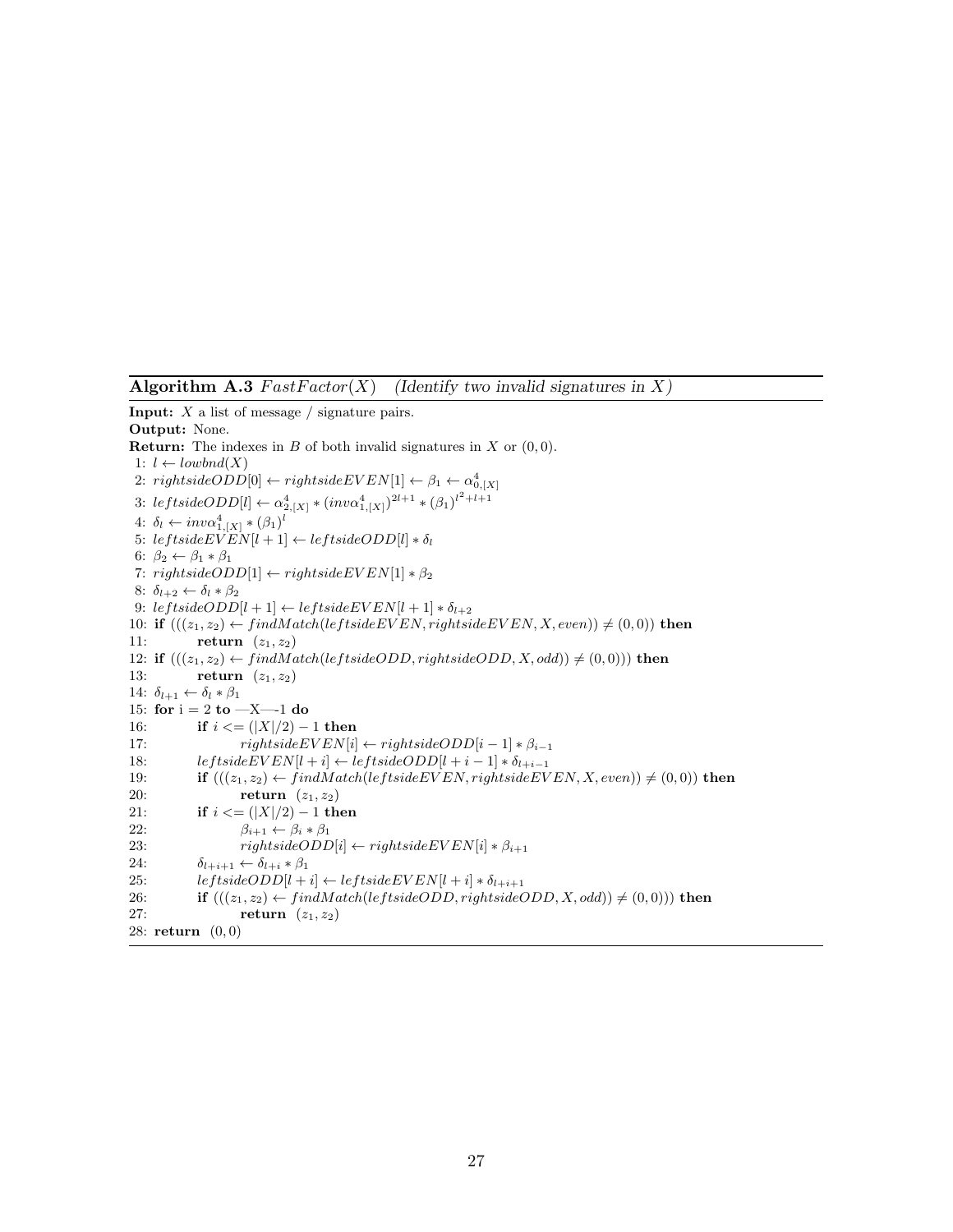**Algorithm A.3** *FastFactor*$(X)$ *(Identify two invalid signatures in X)*

**Input:** $X$ a list of message / signature pairs.
**Output:** None.
**Return:** The indexes in $B$ of both invalid signatures in $X$ or $(0, 0)$.

1: $l \leftarrow lowbnd(X)$
2: $rightsideODD[0] \leftarrow rightsideEVEN[1] \leftarrow \beta_1 \leftarrow \alpha^4_{0,[X]}$
3: $leftsideODD[l] \leftarrow \alpha^4_{2,[X]} * (inv\alpha^4_{1,[X]})^{2l+1} * (\beta_1)^{l^2+l+1}$
4: $\delta_l \leftarrow inv\alpha^4_{1,[X]} * (\beta_1)^l$
5: $leftsideEVEN[l+1] \leftarrow leftsideODD[l] * \delta_l$
6: $\beta_2 \leftarrow \beta_1 * \beta_1$
7: $rightsideODD[1] \leftarrow rightsideEVEN[1] * \beta_2$
8: $\delta_{l+2} \leftarrow \delta_l * \beta_2$
9: $leftsideODD[l+1] \leftarrow leftsideEVEN[l+1] * \delta_{l+2}$
10: **if** $(((z_1, z_2) \leftarrow findMatch(leftsideEVEN, rightsideEVEN, X, even)) \neq (0, 0))$ **then**
11: &nbsp;&nbsp;&nbsp;&nbsp;**return** $(z_1, z_2)$
12: **if** $(((z_1, z_2) \leftarrow findMatch(leftsideODD, rightsideODD, X, odd)) \neq (0, 0)))$ **then**
13: &nbsp;&nbsp;&nbsp;&nbsp;**return** $(z_1, z_2)$
14: $\delta_{l+1} \leftarrow \delta_l * \beta_1$
15: **for** i = 2 **to** —X—-1 **do**
16: &nbsp;&nbsp;&nbsp;&nbsp;**if** $i <= (|X|/2) - 1$ **then**
17: &nbsp;&nbsp;&nbsp;&nbsp;&nbsp;&nbsp;&nbsp;&nbsp;$rightsideEVEN[i] \leftarrow rightsideODD[i-1] * \beta_{i-1}$
18: &nbsp;&nbsp;&nbsp;&nbsp;$leftsideEVEN[l+i] \leftarrow leftsideODD[l+i-1] * \delta_{l+i-1}$
19: &nbsp;&nbsp;&nbsp;&nbsp;**if** $(((z_1, z_2) \leftarrow findMatch(leftsideEVEN, rightsideEVEN, X, even)) \neq (0, 0))$ **then**
20: &nbsp;&nbsp;&nbsp;&nbsp;&nbsp;&nbsp;&nbsp;&nbsp;**return** $(z_1, z_2)$
21: &nbsp;&nbsp;&nbsp;&nbsp;**if** $i <= (|X|/2) - 1$ **then**
22: &nbsp;&nbsp;&nbsp;&nbsp;&nbsp;&nbsp;&nbsp;&nbsp;$\beta_{i+1} \leftarrow \beta_i * \beta_1$
23: &nbsp;&nbsp;&nbsp;&nbsp;&nbsp;&nbsp;&nbsp;&nbsp;$rightsideODD[i] \leftarrow rightsideEVEN[i] * \beta_{i+1}$
24: &nbsp;&nbsp;&nbsp;&nbsp;$\delta_{l+i+1} \leftarrow \delta_{l+i} * \beta_1$
25: &nbsp;&nbsp;&nbsp;&nbsp;$leftsideODD[l+i] \leftarrow leftsideEVEN[l+i] * \delta_{l+i+1}$
26: &nbsp;&nbsp;&nbsp;&nbsp;**if** $(((z_1, z_2) \leftarrow findMatch(leftsideODD, rightsideODD, X, odd)) \neq (0, 0)))$ **then**
27: &nbsp;&nbsp;&nbsp;&nbsp;&nbsp;&nbsp;&nbsp;&nbsp;**return** $(z_1, z_2)$
28: **return** $(0, 0)$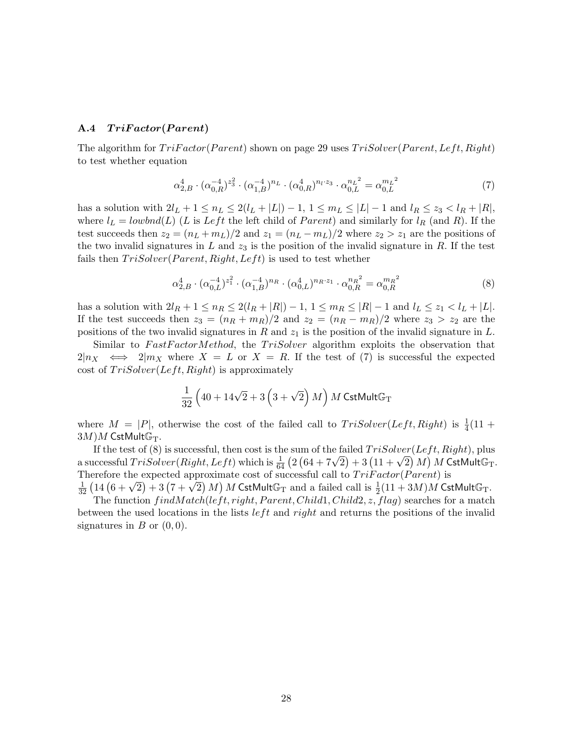### A.4 $TriFactor(Parent)$

The algorithm for $TriFactor(Parent)$ shown on page 29 uses $TriSolver(Parent, Left, Right)$ to test whether equation

$$\alpha_{2,B}^{4} \cdot (\alpha_{0,R}^{-4})^{z_3^2} \cdot (\alpha_{1,B}^{-4})^{n_L} \cdot (\alpha_{0,R}^{4})^{n_l \cdot z_3} \cdot \alpha_{0,L}^{{n_L}^2} = \alpha_{0,L}^{{m_L}^2} \tag{7}$$

has a solution with $2l_L + 1 \leq n_L \leq 2(l_L + |L|) - 1$, $1 \leq m_L \leq |L| - 1$ and $l_R \leq z_3 < l_R + |R|$, where $l_L = lowbnd(L)$ ($L$ is $Left$ the left child of $Parent$) and similarly for $l_R$ (and $R$). If the test succeeds then $z_2 = (n_L + m_L)/2$ and $z_1 = (n_L - m_L)/2$ where $z_2 > z_1$ are the positions of the two invalid signatures in $L$ and $z_3$ is the position of the invalid signature in $R$. If the test fails then $TriSolver(Parent, Right, Left)$ is used to test whether

$$\alpha_{2,B}^{4} \cdot (\alpha_{0,L}^{-4})^{z_1^2} \cdot (\alpha_{1,B}^{-4})^{n_R} \cdot (\alpha_{0,L}^{4})^{n_R \cdot z_1} \cdot \alpha_{0,R}^{{n_R}^2} = \alpha_{0,R}^{{m_R}^2} \tag{8}$$

has a solution with $2l_R + 1 \leq n_R \leq 2(l_R + |R|) - 1$, $1 \leq m_R \leq |R| - 1$ and $l_L \leq z_1 < l_L + |L|$. If the test succeeds then $z_3 = (n_R + m_R)/2$ and $z_2 = (n_R - m_R)/2$ where $z_3 > z_2$ are the positions of the two invalid signatures in $R$ and $z_1$ is the position of the invalid signature in $L$.

Similar to $FastFactorMethod$, the $TriSolver$ algorithm exploits the observation that $2|n_X \iff 2|m_X$ where $X = L$ or $X = R$. If the test of (7) is successful the expected cost of $TriSolver(Left, Right)$ is approximately

$$\frac{1}{32}\left(40 + 14\sqrt{2} + 3\left(3 + \sqrt{2}\right)M\right)M \ \mathsf{CstMult}\mathbb{G}_{\mathrm{T}}$$

where $M = |P|$, otherwise the cost of the failed call to $TriSolver(Left, Right)$ is $\frac{1}{4}(11 + 3M)M$ $\mathsf{CstMult}\mathbb{G}_{\mathrm{T}}$.

If the test of (8) is successful, then cost is the sum of the failed $TriSolver(Left, Right)$, plus a successful $TriSolver(Right, Left)$ which is $\frac{1}{64}\left(2\left(64 + 7\sqrt{2}\right) + 3\left(11 + \sqrt{2}\right)M\right)M$ $\mathsf{CstMult}\mathbb{G}_{\mathrm{T}}$. Therefore the expected approximate cost of successful call to $TriFactor(Parent)$ is $\frac{1}{32}\left(14\left(6 + \sqrt{2}\right) + 3\left(7 + \sqrt{2}\right)M\right)M$ $\mathsf{CstMult}\mathbb{G}_{\mathrm{T}}$ and a failed call is $\frac{1}{2}(11 + 3M)M$ $\mathsf{CstMult}\mathbb{G}_{\mathrm{T}}$.

The function $findMatch(left, right, Parent, Child1, Child2, z, flag)$ searches for a match between the used locations in the lists $left$ and $right$ and returns the positions of the invalid signatures in $B$ or $(0, 0)$.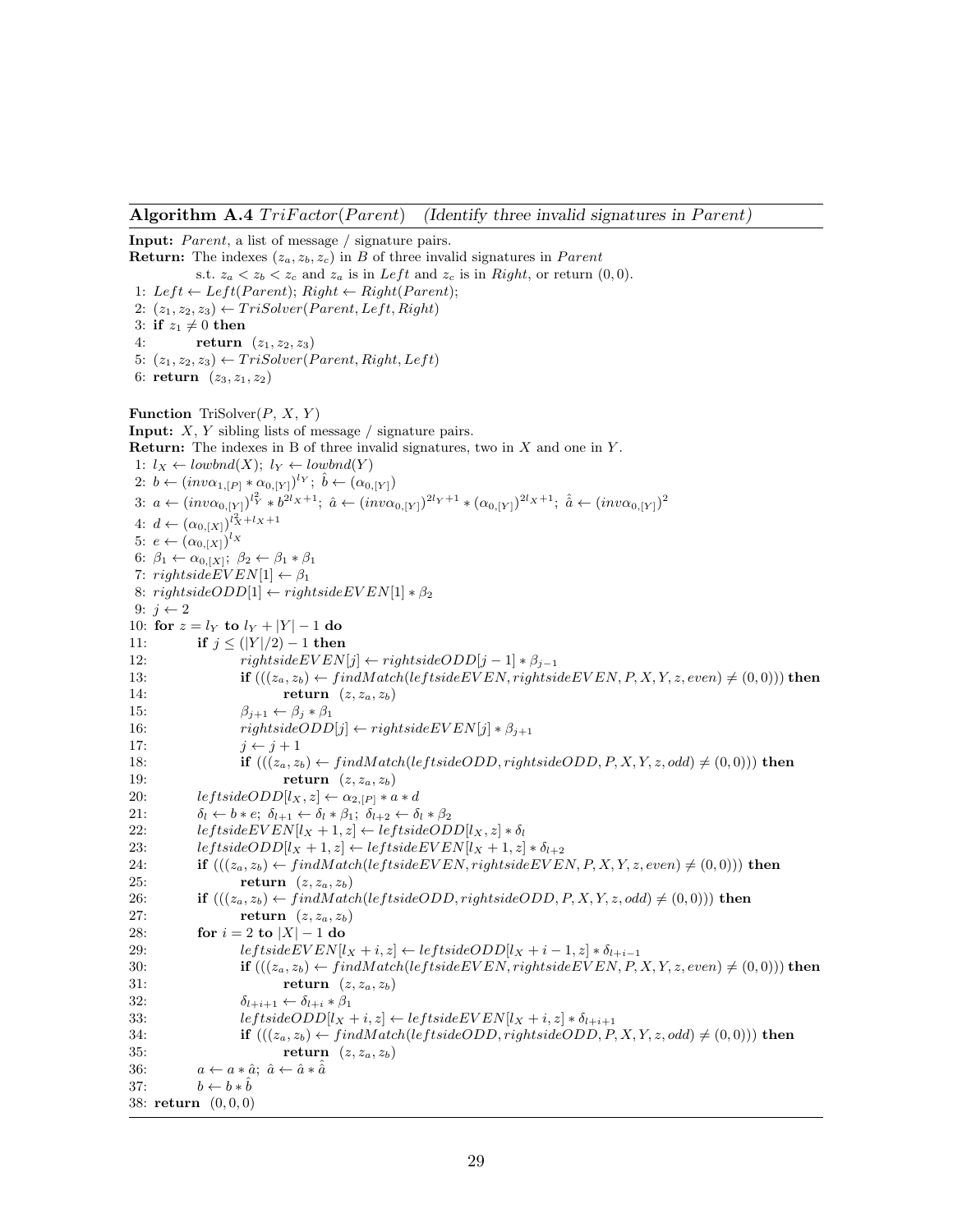**Algorithm A.4** $TriFactor(Parent)$ *(Identify three invalid signatures in $Parent$)*

**Input:** $Parent$, a list of message / signature pairs.
**Return:** The indexes $(z_a, z_b, z_c)$ in $B$ of three invalid signatures in $Parent$ s.t. $z_a < z_b < z_c$ and $z_a$ is in $Left$ and $z_c$ is in $Right$, or return $(0, 0)$.

1: $Left \leftarrow Left(Parent)$; $Right \leftarrow Right(Parent)$;
2: $(z_1, z_2, z_3) \leftarrow TriSolver(Parent, Left, Right)$
3: **if** $z_1 \neq 0$ **then**
4: &nbsp;&nbsp;&nbsp;&nbsp;**return** $(z_1, z_2, z_3)$
5: $(z_1, z_2, z_3) \leftarrow TriSolver(Parent, Right, Left)$
6: **return** $(z_3, z_1, z_2)$

**Function** TriSolver($P$, $X$, $Y$)
**Input:** $X$, $Y$ sibling lists of message / signature pairs.
**Return:** The indexes in B of three invalid signatures, two in $X$ and one in $Y$.

1: $l_X \leftarrow lowbnd(X)$; $l_Y \leftarrow lowbnd(Y)$
2: $b \leftarrow (inv\alpha_{1,[P]} * \alpha_{0,[Y]})^{l_Y}$; $\hat{b} \leftarrow (\alpha_{0,[Y]})$
3: $a \leftarrow (inv\alpha_{0,[Y]})^{l_Y^2} * b^{2l_X+1}$; $\hat{a} \leftarrow (inv\alpha_{0,[Y]})^{2l_Y+1} * (\alpha_{0,[Y]})^{2l_X+1}$; $\hat{\hat{a}} \leftarrow (inv\alpha_{0,[Y]})^2$
4: $d \leftarrow (\alpha_{0,[X]})^{l_X^2+l_X+1}$
5: $e \leftarrow (\alpha_{0,[X]})^{l_X}$
6: $\beta_1 \leftarrow \alpha_{0,[X]}$; $\beta_2 \leftarrow \beta_1 * \beta_1$
7: $rightsideEVEN[1] \leftarrow \beta_1$
8: $rightsideODD[1] \leftarrow rightsideEVEN[1] * \beta_2$
9: $j \leftarrow 2$
10: **for** $z = l_Y$ **to** $l_Y + |Y| - 1$ **do**
11: &nbsp;&nbsp;&nbsp;&nbsp;**if** $j \leq (|Y|/2) - 1$ **then**
12: &nbsp;&nbsp;&nbsp;&nbsp;&nbsp;&nbsp;&nbsp;&nbsp;$rightsideEVEN[j] \leftarrow rightsideODD[j-1] * \beta_{j-1}$
13: &nbsp;&nbsp;&nbsp;&nbsp;&nbsp;&nbsp;&nbsp;&nbsp;**if** $(((z_a, z_b) \leftarrow findMatch(leftsideEVEN, rightsideEVEN, P, X, Y, z, even) \neq (0, 0)))$ **then**
14: &nbsp;&nbsp;&nbsp;&nbsp;&nbsp;&nbsp;&nbsp;&nbsp;&nbsp;&nbsp;&nbsp;&nbsp;**return** $(z, z_a, z_b)$
15: &nbsp;&nbsp;&nbsp;&nbsp;&nbsp;&nbsp;&nbsp;&nbsp;$\beta_{j+1} \leftarrow \beta_j * \beta_1$
16: &nbsp;&nbsp;&nbsp;&nbsp;&nbsp;&nbsp;&nbsp;&nbsp;$rightsideODD[j] \leftarrow rightsideEVEN[j] * \beta_{j+1}$
17: &nbsp;&nbsp;&nbsp;&nbsp;&nbsp;&nbsp;&nbsp;&nbsp;$j \leftarrow j + 1$
18: &nbsp;&nbsp;&nbsp;&nbsp;&nbsp;&nbsp;&nbsp;&nbsp;**if** $(((z_a, z_b) \leftarrow findMatch(leftsideODD, rightsideODD, P, X, Y, z, odd) \neq (0, 0)))$ **then**
19: &nbsp;&nbsp;&nbsp;&nbsp;&nbsp;&nbsp;&nbsp;&nbsp;&nbsp;&nbsp;&nbsp;&nbsp;**return** $(z, z_a, z_b)$
20: &nbsp;&nbsp;&nbsp;&nbsp;$leftsideODD[l_X, z] \leftarrow \alpha_{2,[P]} * a * d$
21: &nbsp;&nbsp;&nbsp;&nbsp;$\delta_l \leftarrow b * e$; $\delta_{l+1} \leftarrow \delta_l * \beta_1$; $\delta_{l+2} \leftarrow \delta_l * \beta_2$
22: &nbsp;&nbsp;&nbsp;&nbsp;$leftsideEVEN[l_X + 1, z] \leftarrow leftsideODD[l_X, z] * \delta_l$
23: &nbsp;&nbsp;&nbsp;&nbsp;$leftsideODD[l_X + 1, z] \leftarrow leftsideEVEN[l_X + 1, z] * \delta_{l+2}$
24: &nbsp;&nbsp;&nbsp;&nbsp;**if** $(((z_a, z_b) \leftarrow findMatch(leftsideEVEN, rightsideEVEN, P, X, Y, z, even) \neq (0, 0)))$ **then**
25: &nbsp;&nbsp;&nbsp;&nbsp;&nbsp;&nbsp;&nbsp;&nbsp;**return** $(z, z_a, z_b)$
26: &nbsp;&nbsp;&nbsp;&nbsp;**if** $(((z_a, z_b) \leftarrow findMatch(leftsideODD, rightsideODD, P, X, Y, z, odd) \neq (0, 0)))$ **then**
27: &nbsp;&nbsp;&nbsp;&nbsp;&nbsp;&nbsp;&nbsp;&nbsp;**return** $(z, z_a, z_b)$
28: &nbsp;&nbsp;&nbsp;&nbsp;**for** $i = 2$ **to** $|X| - 1$ **do**
29: &nbsp;&nbsp;&nbsp;&nbsp;&nbsp;&nbsp;&nbsp;&nbsp;$leftsideEVEN[l_X + i, z] \leftarrow leftsideODD[l_X + i - 1, z] * \delta_{l+i-1}$
30: &nbsp;&nbsp;&nbsp;&nbsp;&nbsp;&nbsp;&nbsp;&nbsp;**if** $(((z_a, z_b) \leftarrow findMatch(leftsideEVEN, rightsideEVEN, P, X, Y, z, even) \neq (0, 0)))$ **then**
31: &nbsp;&nbsp;&nbsp;&nbsp;&nbsp;&nbsp;&nbsp;&nbsp;&nbsp;&nbsp;&nbsp;&nbsp;**return** $(z, z_a, z_b)$
32: &nbsp;&nbsp;&nbsp;&nbsp;&nbsp;&nbsp;&nbsp;&nbsp;$\delta_{l+i+1} \leftarrow \delta_{l+i} * \beta_1$
33: &nbsp;&nbsp;&nbsp;&nbsp;&nbsp;&nbsp;&nbsp;&nbsp;$leftsideODD[l_X + i, z] \leftarrow leftsideEVEN[l_X + i, z] * \delta_{l+i+1}$
34: &nbsp;&nbsp;&nbsp;&nbsp;&nbsp;&nbsp;&nbsp;&nbsp;**if** $(((z_a, z_b) \leftarrow findMatch(leftsideODD, rightsideODD, P, X, Y, z, odd) \neq (0, 0)))$ **then**
35: &nbsp;&nbsp;&nbsp;&nbsp;&nbsp;&nbsp;&nbsp;&nbsp;&nbsp;&nbsp;&nbsp;&nbsp;**return** $(z, z_a, z_b)$
36: &nbsp;&nbsp;&nbsp;&nbsp;$a \leftarrow a * \hat{a}$; $\hat{a} \leftarrow \hat{a} * \hat{\hat{a}}$
37: &nbsp;&nbsp;&nbsp;&nbsp;$b \leftarrow b * \hat{b}$
38: **return** $(0, 0, 0)$